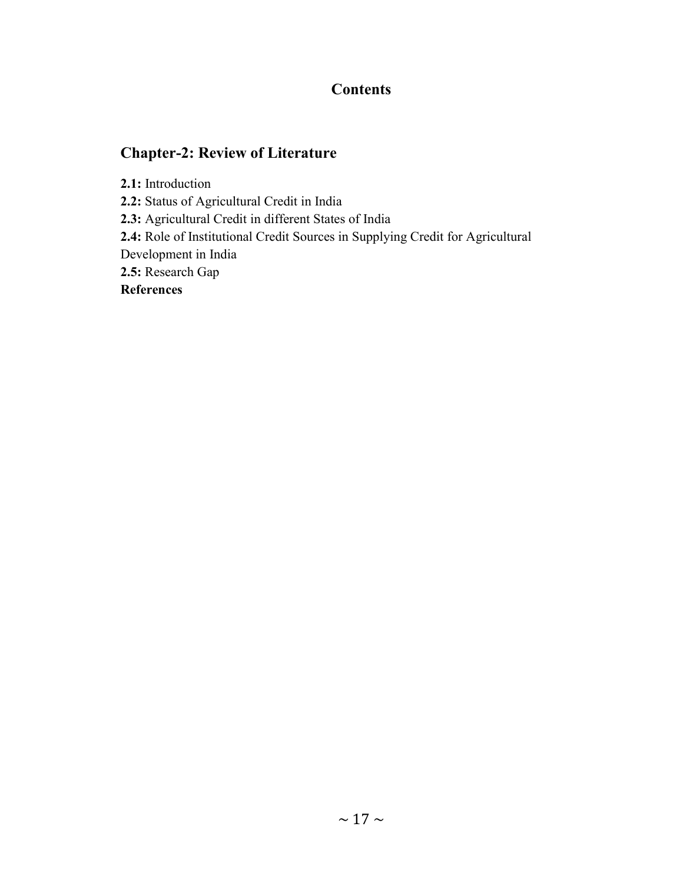# Contents

## Chapter-2: Review of Literature

**2.1:** Introduction
**2.2:** Status of Agricultural Credit in India
**2.3:** Agricultural Credit in different States of India
**2.4:** Role of Institutional Credit Sources in Supplying Credit for Agricultural Development in India
**2.5:** Research Gap
**References**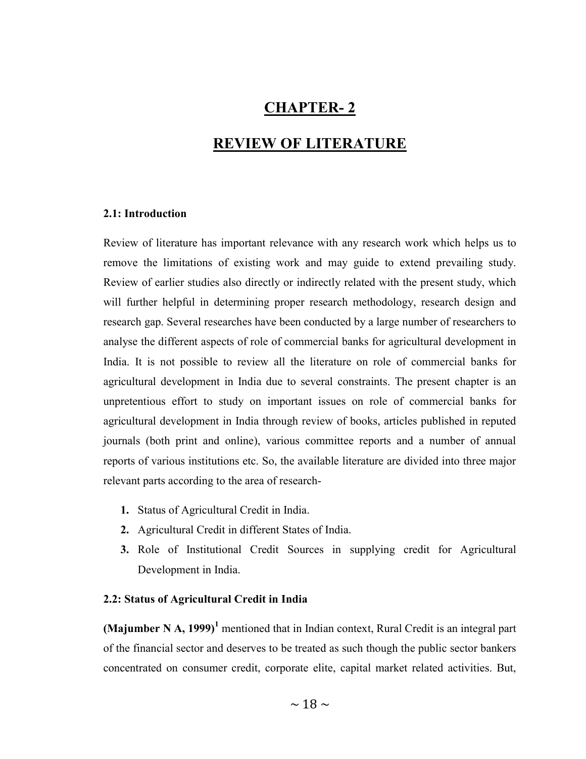# CHAPTER- 2

# REVIEW OF LITERATURE

### 2.1: Introduction

Review of literature has important relevance with any research work which helps us to remove the limitations of existing work and may guide to extend prevailing study. Review of earlier studies also directly or indirectly related with the present study, which will further helpful in determining proper research methodology, research design and research gap. Several researches have been conducted by a large number of researchers to analyse the different aspects of role of commercial banks for agricultural development in India. It is not possible to review all the literature on role of commercial banks for agricultural development in India due to several constraints. The present chapter is an unpretentious effort to study on important issues on role of commercial banks for agricultural development in India through review of books, articles published in reputed journals (both print and online), various committee reports and a number of annual reports of various institutions etc. So, the available literature are divided into three major relevant parts according to the area of research-

1. Status of Agricultural Credit in India.
2. Agricultural Credit in different States of India.
3. Role of Institutional Credit Sources in supplying credit for Agricultural Development in India.

### 2.2: Status of Agricultural Credit in India

**(Majumber N A, 1999)**[1] mentioned that in Indian context, Rural Credit is an integral part of the financial sector and deserves to be treated as such though the public sector bankers concentrated on consumer credit, corporate elite, capital market related activities. But,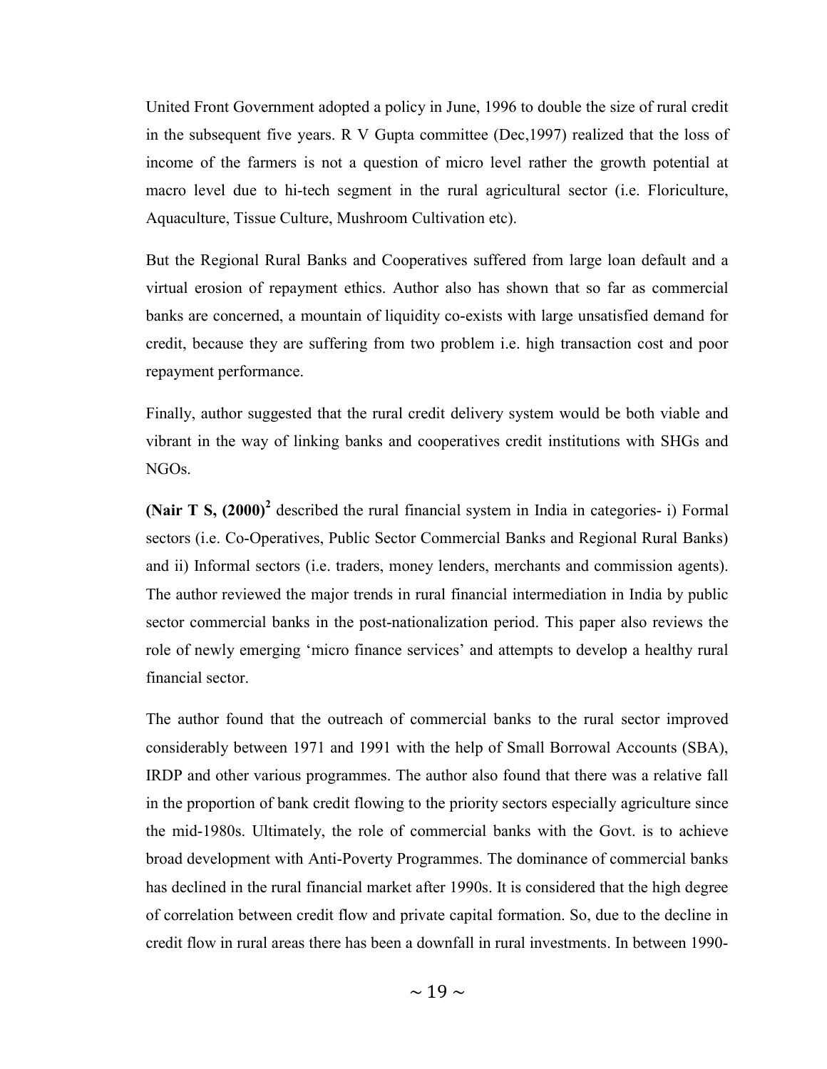United Front Government adopted a policy in June, 1996 to double the size of rural credit in the subsequent five years. R V Gupta committee (Dec,1997) realized that the loss of income of the farmers is not a question of micro level rather the growth potential at macro level due to hi-tech segment in the rural agricultural sector (i.e. Floriculture, Aquaculture, Tissue Culture, Mushroom Cultivation etc).

But the Regional Rural Banks and Cooperatives suffered from large loan default and a virtual erosion of repayment ethics. Author also has shown that so far as commercial banks are concerned, a mountain of liquidity co-exists with large unsatisfied demand for credit, because they are suffering from two problem i.e. high transaction cost and poor repayment performance.

Finally, author suggested that the rural credit delivery system would be both viable and vibrant in the way of linking banks and cooperatives credit institutions with SHGs and NGOs.

**(Nair T S, (2000)[2]** described the rural financial system in India in categories- i) Formal sectors (i.e. Co-Operatives, Public Sector Commercial Banks and Regional Rural Banks) and ii) Informal sectors (i.e. traders, money lenders, merchants and commission agents). The author reviewed the major trends in rural financial intermediation in India by public sector commercial banks in the post-nationalization period. This paper also reviews the role of newly emerging 'micro finance services' and attempts to develop a healthy rural financial sector.

The author found that the outreach of commercial banks to the rural sector improved considerably between 1971 and 1991 with the help of Small Borrowal Accounts (SBA), IRDP and other various programmes. The author also found that there was a relative fall in the proportion of bank credit flowing to the priority sectors especially agriculture since the mid-1980s. Ultimately, the role of commercial banks with the Govt. is to achieve broad development with Anti-Poverty Programmes. The dominance of commercial banks has declined in the rural financial market after 1990s. It is considered that the high degree of correlation between credit flow and private capital formation. So, due to the decline in credit flow in rural areas there has been a downfall in rural investments. In between 1990-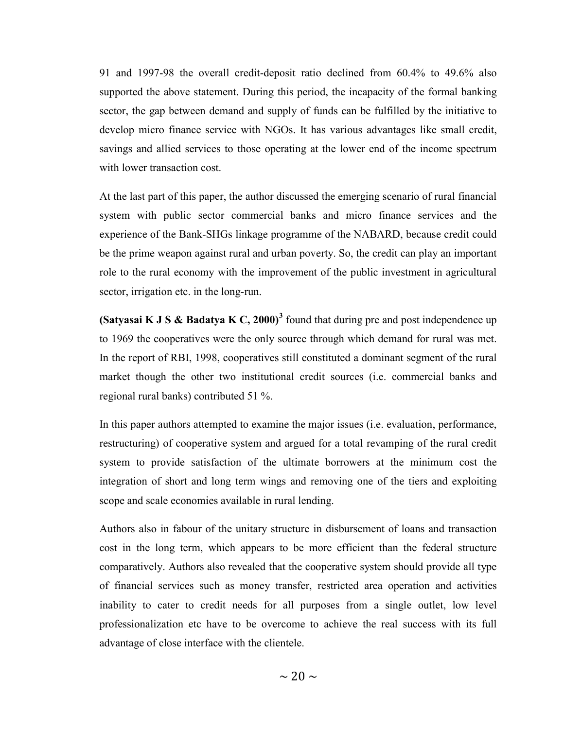91 and 1997-98 the overall credit-deposit ratio declined from 60.4% to 49.6% also supported the above statement. During this period, the incapacity of the formal banking sector, the gap between demand and supply of funds can be fulfilled by the initiative to develop micro finance service with NGOs. It has various advantages like small credit, savings and allied services to those operating at the lower end of the income spectrum with lower transaction cost.

At the last part of this paper, the author discussed the emerging scenario of rural financial system with public sector commercial banks and micro finance services and the experience of the Bank-SHGs linkage programme of the NABARD, because credit could be the prime weapon against rural and urban poverty. So, the credit can play an important role to the rural economy with the improvement of the public investment in agricultural sector, irrigation etc. in the long-run.

**(Satyasai K J S & Badatya K C, 2000)**[3] found that during pre and post independence up to 1969 the cooperatives were the only source through which demand for rural was met. In the report of RBI, 1998, cooperatives still constituted a dominant segment of the rural market though the other two institutional credit sources (i.e. commercial banks and regional rural banks) contributed 51 %.

In this paper authors attempted to examine the major issues (i.e. evaluation, performance, restructuring) of cooperative system and argued for a total revamping of the rural credit system to provide satisfaction of the ultimate borrowers at the minimum cost the integration of short and long term wings and removing one of the tiers and exploiting scope and scale economies available in rural lending.

Authors also in fabour of the unitary structure in disbursement of loans and transaction cost in the long term, which appears to be more efficient than the federal structure comparatively. Authors also revealed that the cooperative system should provide all type of financial services such as money transfer, restricted area operation and activities inability to cater to credit needs for all purposes from a single outlet, low level professionalization etc have to be overcome to achieve the real success with its full advantage of close interface with the clientele.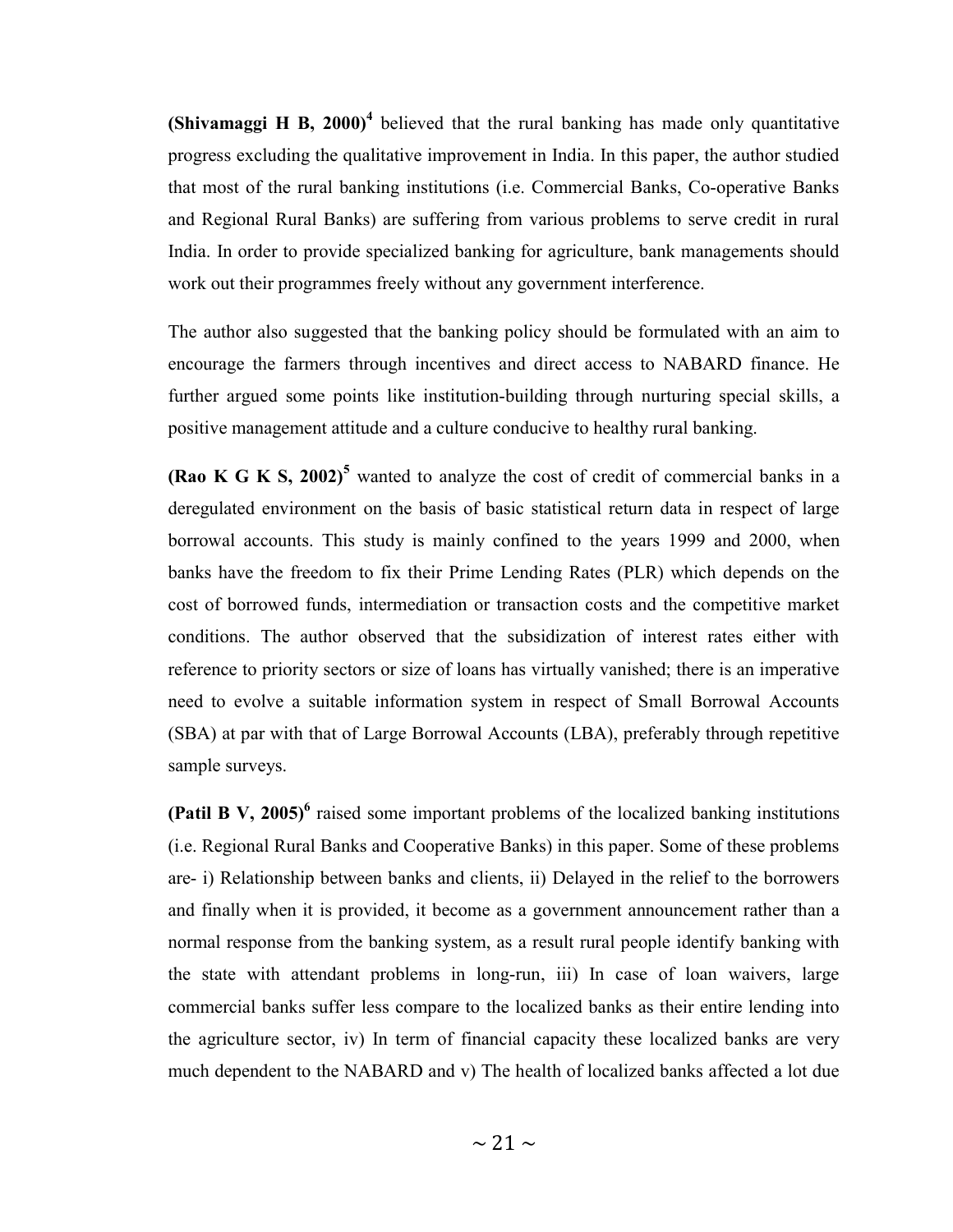**(Shivamaggi H B, 2000)**[4] believed that the rural banking has made only quantitative progress excluding the qualitative improvement in India. In this paper, the author studied that most of the rural banking institutions (i.e. Commercial Banks, Co-operative Banks and Regional Rural Banks) are suffering from various problems to serve credit in rural India. In order to provide specialized banking for agriculture, bank managements should work out their programmes freely without any government interference.

The author also suggested that the banking policy should be formulated with an aim to encourage the farmers through incentives and direct access to NABARD finance. He further argued some points like institution-building through nurturing special skills, a positive management attitude and a culture conducive to healthy rural banking.

**(Rao K G K S, 2002)**[5] wanted to analyze the cost of credit of commercial banks in a deregulated environment on the basis of basic statistical return data in respect of large borrowal accounts. This study is mainly confined to the years 1999 and 2000, when banks have the freedom to fix their Prime Lending Rates (PLR) which depends on the cost of borrowed funds, intermediation or transaction costs and the competitive market conditions. The author observed that the subsidization of interest rates either with reference to priority sectors or size of loans has virtually vanished; there is an imperative need to evolve a suitable information system in respect of Small Borrowal Accounts (SBA) at par with that of Large Borrowal Accounts (LBA), preferably through repetitive sample surveys.

**(Patil B V, 2005)**[6] raised some important problems of the localized banking institutions (i.e. Regional Rural Banks and Cooperative Banks) in this paper. Some of these problems are- i) Relationship between banks and clients, ii) Delayed in the relief to the borrowers and finally when it is provided, it become as a government announcement rather than a normal response from the banking system, as a result rural people identify banking with the state with attendant problems in long-run, iii) In case of loan waivers, large commercial banks suffer less compare to the localized banks as their entire lending into the agriculture sector, iv) In term of financial capacity these localized banks are very much dependent to the NABARD and v) The health of localized banks affected a lot due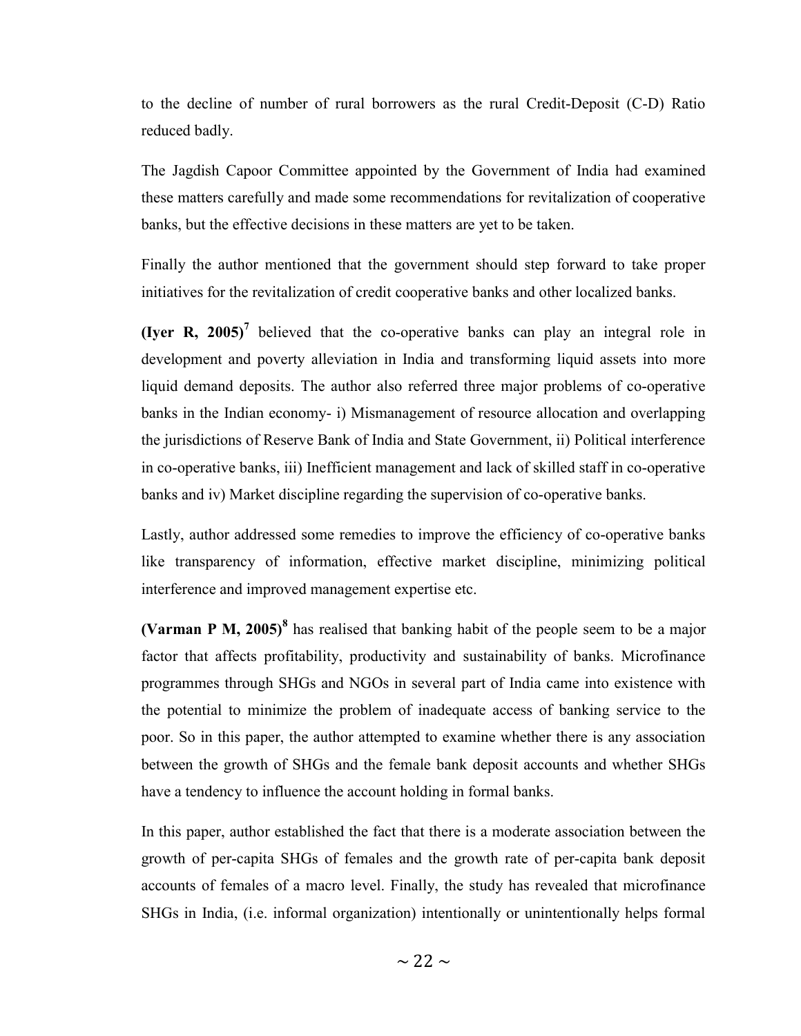to the decline of number of rural borrowers as the rural Credit-Deposit (C-D) Ratio reduced badly.

The Jagdish Capoor Committee appointed by the Government of India had examined these matters carefully and made some recommendations for revitalization of cooperative banks, but the effective decisions in these matters are yet to be taken.

Finally the author mentioned that the government should step forward to take proper initiatives for the revitalization of credit cooperative banks and other localized banks.

**(Iyer R, 2005)**[7] believed that the co-operative banks can play an integral role in development and poverty alleviation in India and transforming liquid assets into more liquid demand deposits. The author also referred three major problems of co-operative banks in the Indian economy- i) Mismanagement of resource allocation and overlapping the jurisdictions of Reserve Bank of India and State Government, ii) Political interference in co-operative banks, iii) Inefficient management and lack of skilled staff in co-operative banks and iv) Market discipline regarding the supervision of co-operative banks.

Lastly, author addressed some remedies to improve the efficiency of co-operative banks like transparency of information, effective market discipline, minimizing political interference and improved management expertise etc.

**(Varman P M, 2005)**[8] has realised that banking habit of the people seem to be a major factor that affects profitability, productivity and sustainability of banks. Microfinance programmes through SHGs and NGOs in several part of India came into existence with the potential to minimize the problem of inadequate access of banking service to the poor. So in this paper, the author attempted to examine whether there is any association between the growth of SHGs and the female bank deposit accounts and whether SHGs have a tendency to influence the account holding in formal banks.

In this paper, author established the fact that there is a moderate association between the growth of per-capita SHGs of females and the growth rate of per-capita bank deposit accounts of females of a macro level. Finally, the study has revealed that microfinance SHGs in India, (i.e. informal organization) intentionally or unintentionally helps formal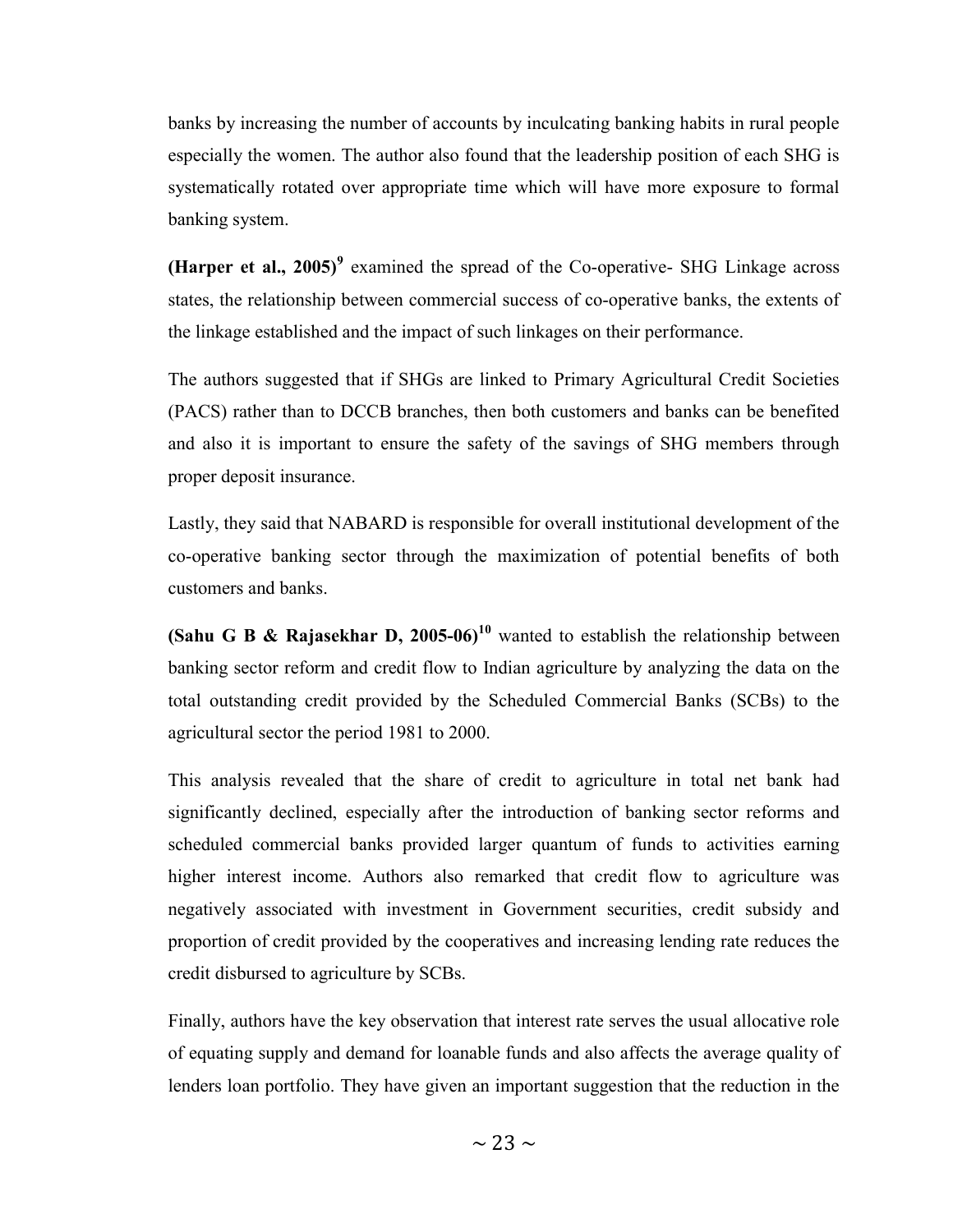banks by increasing the number of accounts by inculcating banking habits in rural people especially the women. The author also found that the leadership position of each SHG is systematically rotated over appropriate time which will have more exposure to formal banking system.

**(Harper et al., 2005)**[9] examined the spread of the Co-operative- SHG Linkage across states, the relationship between commercial success of co-operative banks, the extents of the linkage established and the impact of such linkages on their performance.

The authors suggested that if SHGs are linked to Primary Agricultural Credit Societies (PACS) rather than to DCCB branches, then both customers and banks can be benefited and also it is important to ensure the safety of the savings of SHG members through proper deposit insurance.

Lastly, they said that NABARD is responsible for overall institutional development of the co-operative banking sector through the maximization of potential benefits of both customers and banks.

**(Sahu G B & Rajasekhar D, 2005-06)**[10] wanted to establish the relationship between banking sector reform and credit flow to Indian agriculture by analyzing the data on the total outstanding credit provided by the Scheduled Commercial Banks (SCBs) to the agricultural sector the period 1981 to 2000.

This analysis revealed that the share of credit to agriculture in total net bank had significantly declined, especially after the introduction of banking sector reforms and scheduled commercial banks provided larger quantum of funds to activities earning higher interest income. Authors also remarked that credit flow to agriculture was negatively associated with investment in Government securities, credit subsidy and proportion of credit provided by the cooperatives and increasing lending rate reduces the credit disbursed to agriculture by SCBs.

Finally, authors have the key observation that interest rate serves the usual allocative role of equating supply and demand for loanable funds and also affects the average quality of lenders loan portfolio. They have given an important suggestion that the reduction in the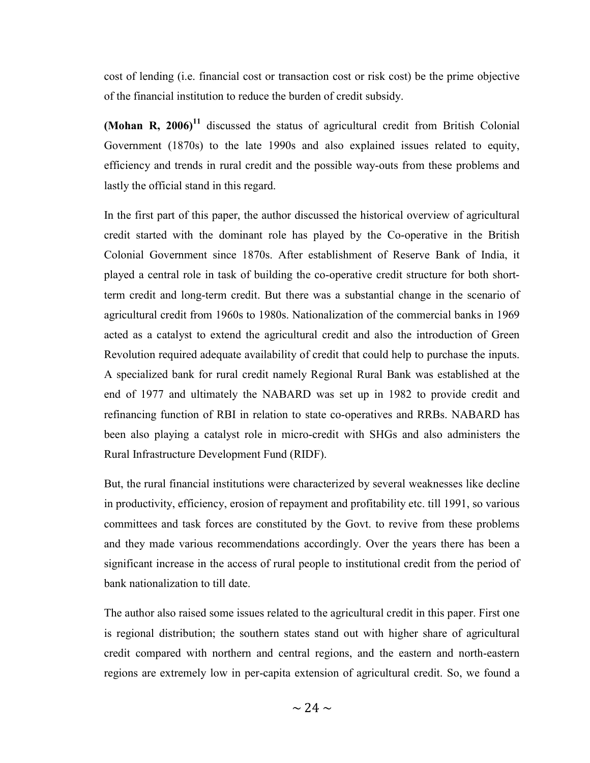cost of lending (i.e. financial cost or transaction cost or risk cost) be the prime objective of the financial institution to reduce the burden of credit subsidy.

**(Mohan R, 2006)**[11] discussed the status of agricultural credit from British Colonial Government (1870s) to the late 1990s and also explained issues related to equity, efficiency and trends in rural credit and the possible way-outs from these problems and lastly the official stand in this regard.

In the first part of this paper, the author discussed the historical overview of agricultural credit started with the dominant role has played by the Co-operative in the British Colonial Government since 1870s. After establishment of Reserve Bank of India, it played a central role in task of building the co-operative credit structure for both short-term credit and long-term credit. But there was a substantial change in the scenario of agricultural credit from 1960s to 1980s. Nationalization of the commercial banks in 1969 acted as a catalyst to extend the agricultural credit and also the introduction of Green Revolution required adequate availability of credit that could help to purchase the inputs. A specialized bank for rural credit namely Regional Rural Bank was established at the end of 1977 and ultimately the NABARD was set up in 1982 to provide credit and refinancing function of RBI in relation to state co-operatives and RRBs. NABARD has been also playing a catalyst role in micro-credit with SHGs and also administers the Rural Infrastructure Development Fund (RIDF).

But, the rural financial institutions were characterized by several weaknesses like decline in productivity, efficiency, erosion of repayment and profitability etc. till 1991, so various committees and task forces are constituted by the Govt. to revive from these problems and they made various recommendations accordingly. Over the years there has been a significant increase in the access of rural people to institutional credit from the period of bank nationalization to till date.

The author also raised some issues related to the agricultural credit in this paper. First one is regional distribution; the southern states stand out with higher share of agricultural credit compared with northern and central regions, and the eastern and north-eastern regions are extremely low in per-capita extension of agricultural credit. So, we found a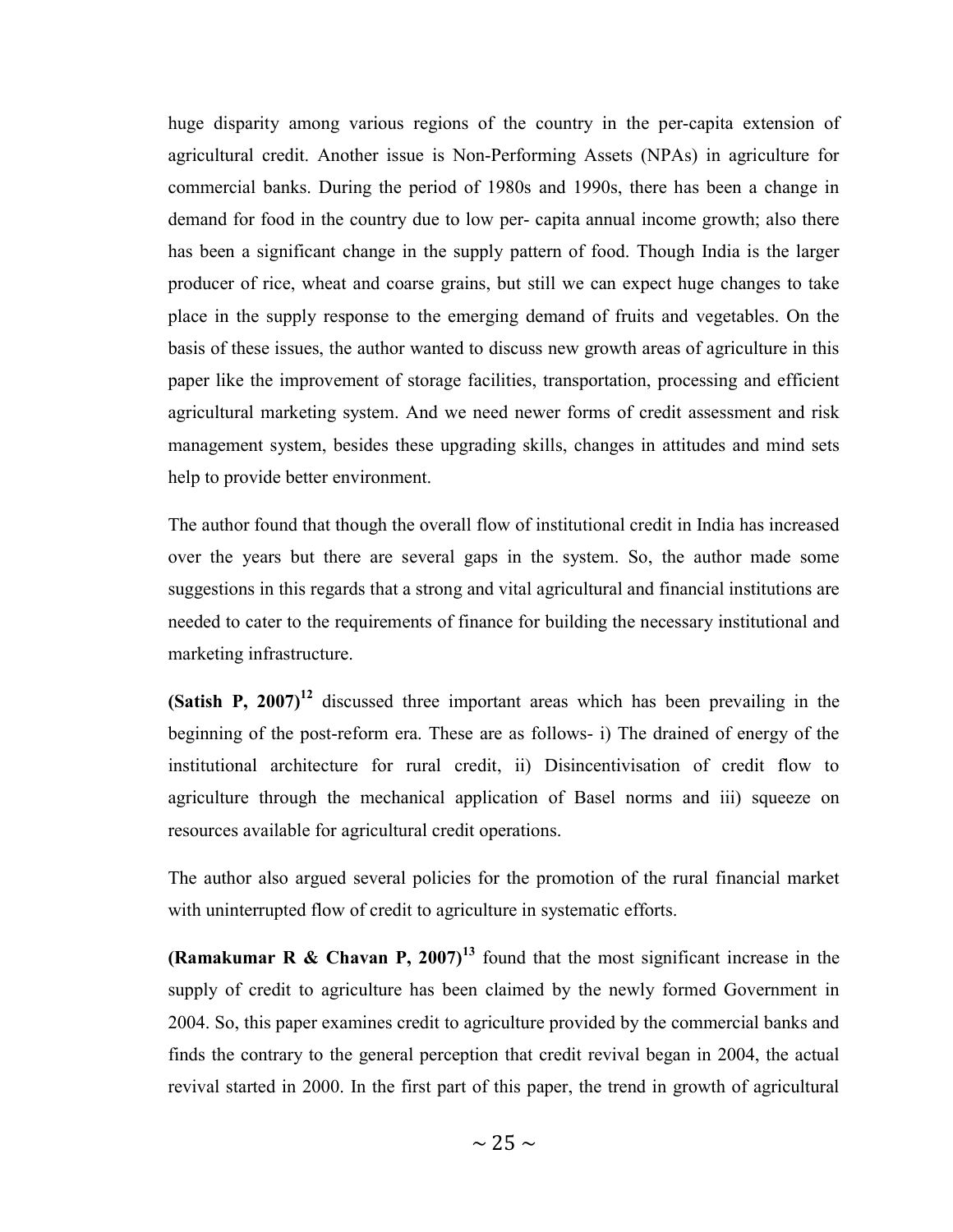huge disparity among various regions of the country in the per-capita extension of agricultural credit. Another issue is Non-Performing Assets (NPAs) in agriculture for commercial banks. During the period of 1980s and 1990s, there has been a change in demand for food in the country due to low per- capita annual income growth; also there has been a significant change in the supply pattern of food. Though India is the larger producer of rice, wheat and coarse grains, but still we can expect huge changes to take place in the supply response to the emerging demand of fruits and vegetables. On the basis of these issues, the author wanted to discuss new growth areas of agriculture in this paper like the improvement of storage facilities, transportation, processing and efficient agricultural marketing system. And we need newer forms of credit assessment and risk management system, besides these upgrading skills, changes in attitudes and mind sets help to provide better environment.

The author found that though the overall flow of institutional credit in India has increased over the years but there are several gaps in the system. So, the author made some suggestions in this regards that a strong and vital agricultural and financial institutions are needed to cater to the requirements of finance for building the necessary institutional and marketing infrastructure.

**(Satish P, 2007)**[12] discussed three important areas which has been prevailing in the beginning of the post-reform era. These are as follows- i) The drained of energy of the institutional architecture for rural credit, ii) Disincentivisation of credit flow to agriculture through the mechanical application of Basel norms and iii) squeeze on resources available for agricultural credit operations.

The author also argued several policies for the promotion of the rural financial market with uninterrupted flow of credit to agriculture in systematic efforts.

**(Ramakumar R & Chavan P, 2007)**[13] found that the most significant increase in the supply of credit to agriculture has been claimed by the newly formed Government in 2004. So, this paper examines credit to agriculture provided by the commercial banks and finds the contrary to the general perception that credit revival began in 2004, the actual revival started in 2000. In the first part of this paper, the trend in growth of agricultural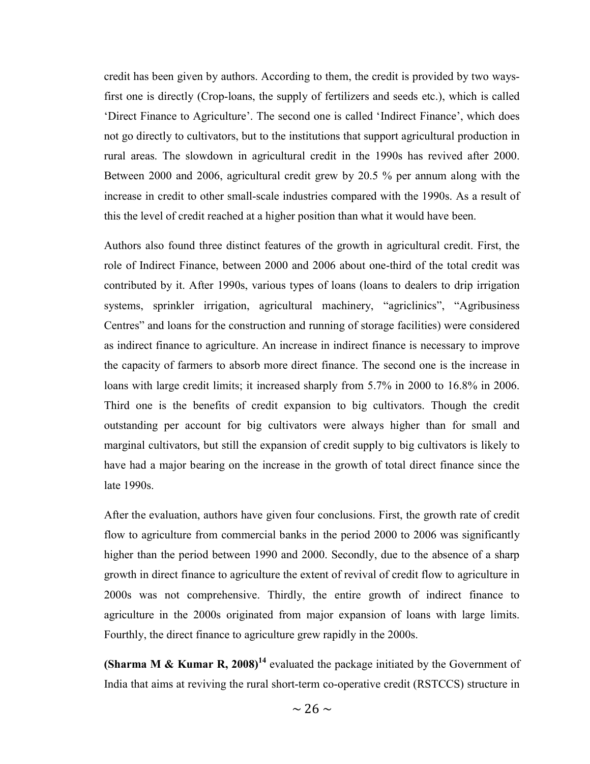credit has been given by authors. According to them, the credit is provided by two ways- first one is directly (Crop-loans, the supply of fertilizers and seeds etc.), which is called 'Direct Finance to Agriculture'. The second one is called 'Indirect Finance', which does not go directly to cultivators, but to the institutions that support agricultural production in rural areas. The slowdown in agricultural credit in the 1990s has revived after 2000. Between 2000 and 2006, agricultural credit grew by 20.5 % per annum along with the increase in credit to other small-scale industries compared with the 1990s. As a result of this the level of credit reached at a higher position than what it would have been.

Authors also found three distinct features of the growth in agricultural credit. First, the role of Indirect Finance, between 2000 and 2006 about one-third of the total credit was contributed by it. After 1990s, various types of loans (loans to dealers to drip irrigation systems, sprinkler irrigation, agricultural machinery, "agriclinics", "Agribusiness Centres" and loans for the construction and running of storage facilities) were considered as indirect finance to agriculture. An increase in indirect finance is necessary to improve the capacity of farmers to absorb more direct finance. The second one is the increase in loans with large credit limits; it increased sharply from 5.7% in 2000 to 16.8% in 2006. Third one is the benefits of credit expansion to big cultivators. Though the credit outstanding per account for big cultivators were always higher than for small and marginal cultivators, but still the expansion of credit supply to big cultivators is likely to have had a major bearing on the increase in the growth of total direct finance since the late 1990s.

After the evaluation, authors have given four conclusions. First, the growth rate of credit flow to agriculture from commercial banks in the period 2000 to 2006 was significantly higher than the period between 1990 and 2000. Secondly, due to the absence of a sharp growth in direct finance to agriculture the extent of revival of credit flow to agriculture in 2000s was not comprehensive. Thirdly, the entire growth of indirect finance to agriculture in the 2000s originated from major expansion of loans with large limits. Fourthly, the direct finance to agriculture grew rapidly in the 2000s.

**(Sharma M & Kumar R, 2008)**[14] evaluated the package initiated by the Government of India that aims at reviving the rural short-term co-operative credit (RSTCCS) structure in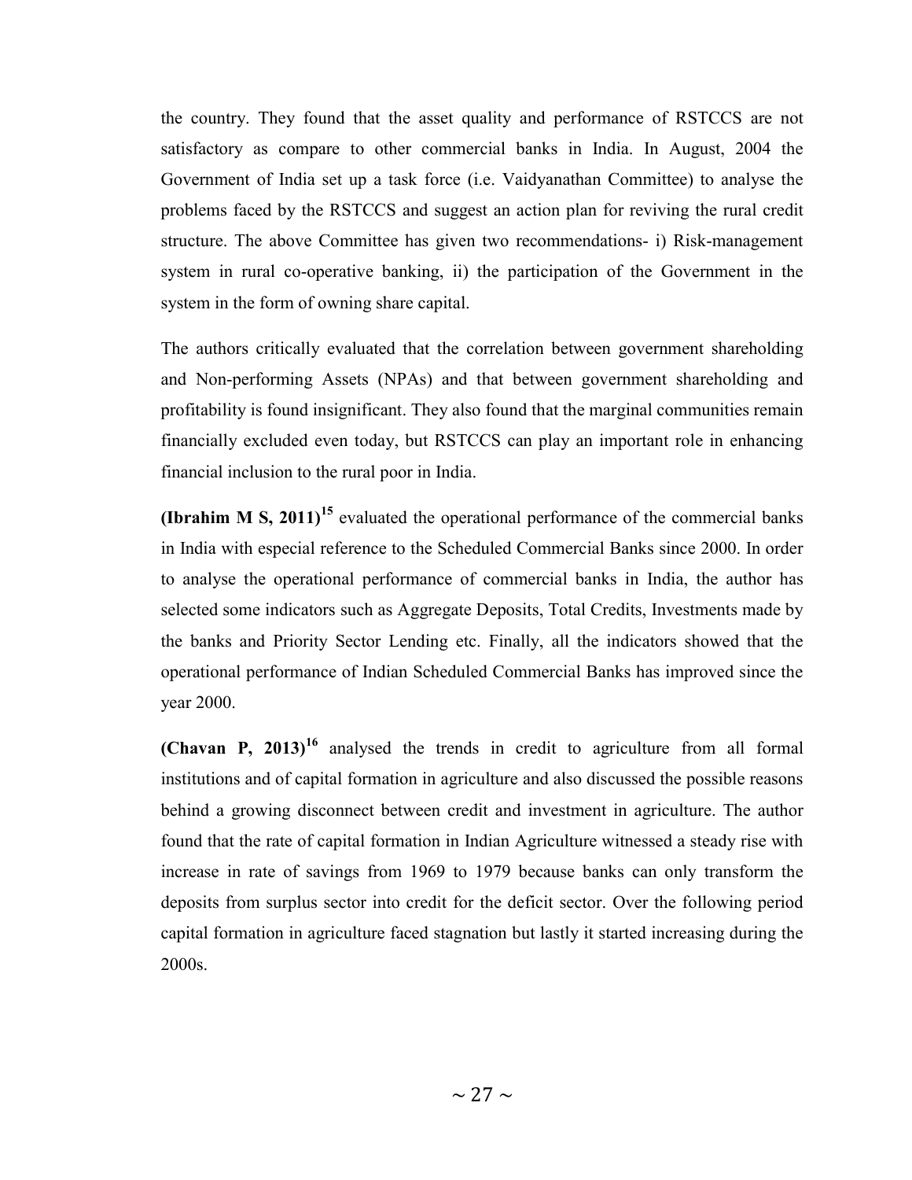the country. They found that the asset quality and performance of RSTCCS are not satisfactory as compare to other commercial banks in India. In August, 2004 the Government of India set up a task force (i.e. Vaidyanathan Committee) to analyse the problems faced by the RSTCCS and suggest an action plan for reviving the rural credit structure. The above Committee has given two recommendations- i) Risk-management system in rural co-operative banking, ii) the participation of the Government in the system in the form of owning share capital.

The authors critically evaluated that the correlation between government shareholding and Non-performing Assets (NPAs) and that between government shareholding and profitability is found insignificant. They also found that the marginal communities remain financially excluded even today, but RSTCCS can play an important role in enhancing financial inclusion to the rural poor in India.

**(Ibrahim M S, 2011)**[15] evaluated the operational performance of the commercial banks in India with especial reference to the Scheduled Commercial Banks since 2000. In order to analyse the operational performance of commercial banks in India, the author has selected some indicators such as Aggregate Deposits, Total Credits, Investments made by the banks and Priority Sector Lending etc. Finally, all the indicators showed that the operational performance of Indian Scheduled Commercial Banks has improved since the year 2000.

**(Chavan P, 2013)**[16] analysed the trends in credit to agriculture from all formal institutions and of capital formation in agriculture and also discussed the possible reasons behind a growing disconnect between credit and investment in agriculture. The author found that the rate of capital formation in Indian Agriculture witnessed a steady rise with increase in rate of savings from 1969 to 1979 because banks can only transform the deposits from surplus sector into credit for the deficit sector. Over the following period capital formation in agriculture faced stagnation but lastly it started increasing during the 2000s.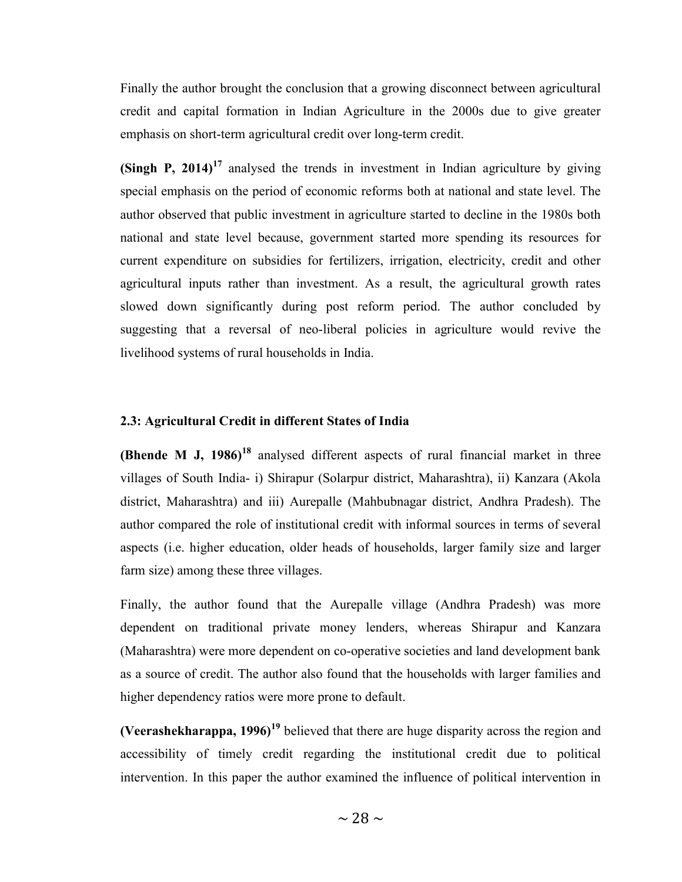Finally the author brought the conclusion that a growing disconnect between agricultural credit and capital formation in Indian Agriculture in the 2000s due to give greater emphasis on short-term agricultural credit over long-term credit.

**(Singh P, 2014)**[17] analysed the trends in investment in Indian agriculture by giving special emphasis on the period of economic reforms both at national and state level. The author observed that public investment in agriculture started to decline in the 1980s both national and state level because, government started more spending its resources for current expenditure on subsidies for fertilizers, irrigation, electricity, credit and other agricultural inputs rather than investment. As a result, the agricultural growth rates slowed down significantly during post reform period. The author concluded by suggesting that a reversal of neo-liberal policies in agriculture would revive the livelihood systems of rural households in India.

### 2.3: Agricultural Credit in different States of India

**(Bhende M J, 1986)**[18] analysed different aspects of rural financial market in three villages of South India- i) Shirapur (Solarpur district, Maharashtra), ii) Kanzara (Akola district, Maharashtra) and iii) Aurepalle (Mahbubnagar district, Andhra Pradesh). The author compared the role of institutional credit with informal sources in terms of several aspects (i.e. higher education, older heads of households, larger family size and larger farm size) among these three villages.

Finally, the author found that the Aurepalle village (Andhra Pradesh) was more dependent on traditional private money lenders, whereas Shirapur and Kanzara (Maharashtra) were more dependent on co-operative societies and land development bank as a source of credit. The author also found that the households with larger families and higher dependency ratios were more prone to default.

**(Veerashekharappa, 1996)**[19] believed that there are huge disparity across the region and accessibility of timely credit regarding the institutional credit due to political intervention. In this paper the author examined the influence of political intervention in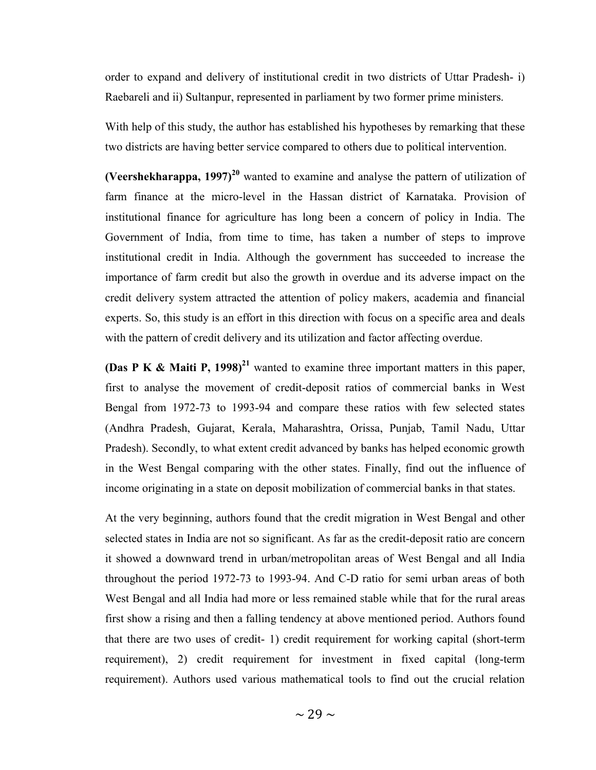order to expand and delivery of institutional credit in two districts of Uttar Pradesh- i) Raebareli and ii) Sultanpur, represented in parliament by two former prime ministers.

With help of this study, the author has established his hypotheses by remarking that these two districts are having better service compared to others due to political intervention.

**(Veershekharappa, 1997)**[20] wanted to examine and analyse the pattern of utilization of farm finance at the micro-level in the Hassan district of Karnataka. Provision of institutional finance for agriculture has long been a concern of policy in India. The Government of India, from time to time, has taken a number of steps to improve institutional credit in India. Although the government has succeeded to increase the importance of farm credit but also the growth in overdue and its adverse impact on the credit delivery system attracted the attention of policy makers, academia and financial experts. So, this study is an effort in this direction with focus on a specific area and deals with the pattern of credit delivery and its utilization and factor affecting overdue.

**(Das P K & Maiti P, 1998)**[21] wanted to examine three important matters in this paper, first to analyse the movement of credit-deposit ratios of commercial banks in West Bengal from 1972-73 to 1993-94 and compare these ratios with few selected states (Andhra Pradesh, Gujarat, Kerala, Maharashtra, Orissa, Punjab, Tamil Nadu, Uttar Pradesh). Secondly, to what extent credit advanced by banks has helped economic growth in the West Bengal comparing with the other states. Finally, find out the influence of income originating in a state on deposit mobilization of commercial banks in that states.

At the very beginning, authors found that the credit migration in West Bengal and other selected states in India are not so significant. As far as the credit-deposit ratio are concern it showed a downward trend in urban/metropolitan areas of West Bengal and all India throughout the period 1972-73 to 1993-94. And C-D ratio for semi urban areas of both West Bengal and all India had more or less remained stable while that for the rural areas first show a rising and then a falling tendency at above mentioned period. Authors found that there are two uses of credit- 1) credit requirement for working capital (short-term requirement), 2) credit requirement for investment in fixed capital (long-term requirement). Authors used various mathematical tools to find out the crucial relation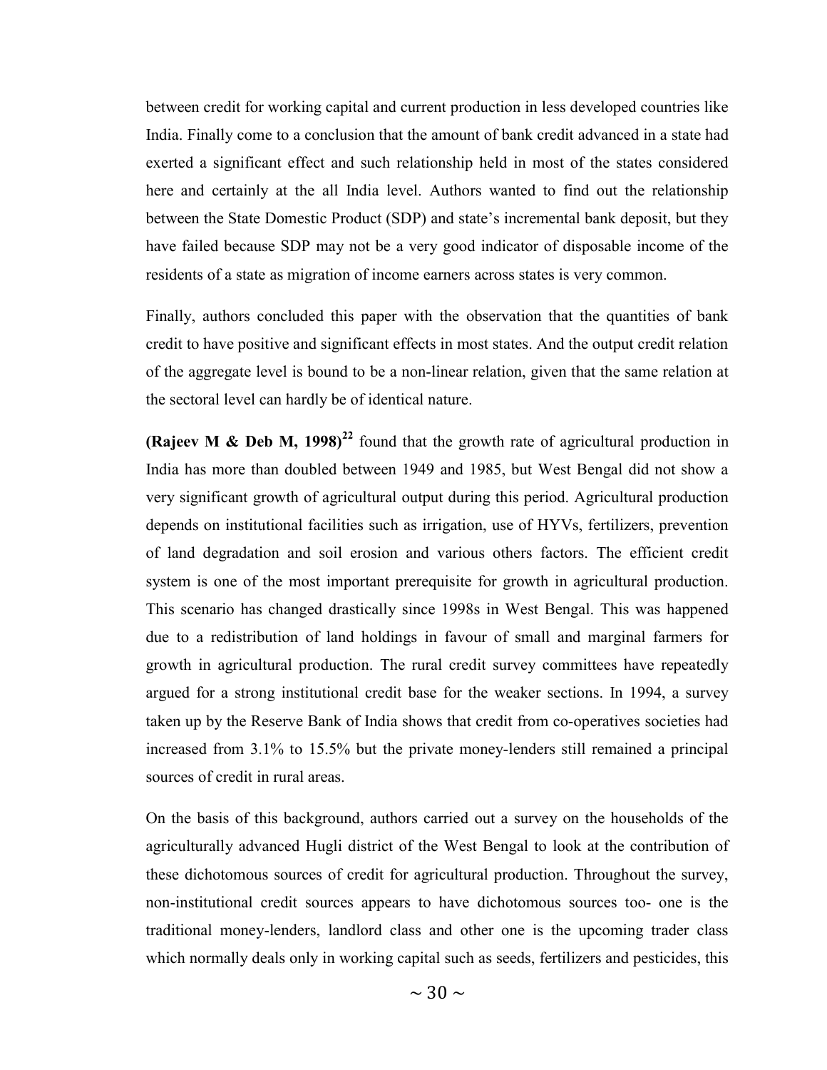between credit for working capital and current production in less developed countries like India. Finally come to a conclusion that the amount of bank credit advanced in a state had exerted a significant effect and such relationship held in most of the states considered here and certainly at the all India level. Authors wanted to find out the relationship between the State Domestic Product (SDP) and state's incremental bank deposit, but they have failed because SDP may not be a very good indicator of disposable income of the residents of a state as migration of income earners across states is very common.

Finally, authors concluded this paper with the observation that the quantities of bank credit to have positive and significant effects in most states. And the output credit relation of the aggregate level is bound to be a non-linear relation, given that the same relation at the sectoral level can hardly be of identical nature.

**(Rajeev M & Deb M, 1998)**[22] found that the growth rate of agricultural production in India has more than doubled between 1949 and 1985, but West Bengal did not show a very significant growth of agricultural output during this period. Agricultural production depends on institutional facilities such as irrigation, use of HYVs, fertilizers, prevention of land degradation and soil erosion and various others factors. The efficient credit system is one of the most important prerequisite for growth in agricultural production. This scenario has changed drastically since 1998s in West Bengal. This was happened due to a redistribution of land holdings in favour of small and marginal farmers for growth in agricultural production. The rural credit survey committees have repeatedly argued for a strong institutional credit base for the weaker sections. In 1994, a survey taken up by the Reserve Bank of India shows that credit from co-operatives societies had increased from 3.1% to 15.5% but the private money-lenders still remained a principal sources of credit in rural areas.

On the basis of this background, authors carried out a survey on the households of the agriculturally advanced Hugli district of the West Bengal to look at the contribution of these dichotomous sources of credit for agricultural production. Throughout the survey, non-institutional credit sources appears to have dichotomous sources too- one is the traditional money-lenders, landlord class and other one is the upcoming trader class which normally deals only in working capital such as seeds, fertilizers and pesticides, this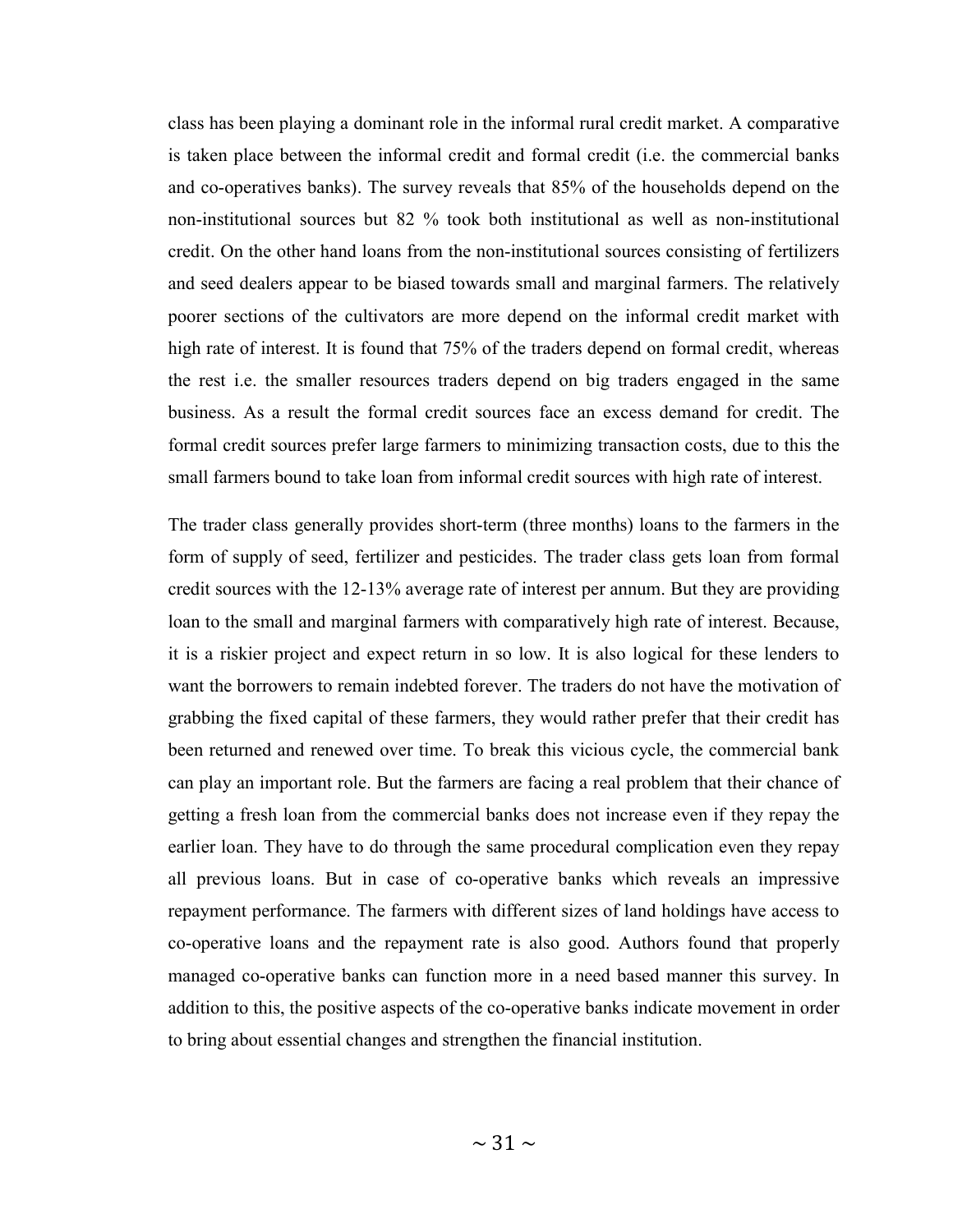class has been playing a dominant role in the informal rural credit market. A comparative is taken place between the informal credit and formal credit (i.e. the commercial banks and co-operatives banks). The survey reveals that 85% of the households depend on the non-institutional sources but 82 % took both institutional as well as non-institutional credit. On the other hand loans from the non-institutional sources consisting of fertilizers and seed dealers appear to be biased towards small and marginal farmers. The relatively poorer sections of the cultivators are more depend on the informal credit market with high rate of interest. It is found that 75% of the traders depend on formal credit, whereas the rest i.e. the smaller resources traders depend on big traders engaged in the same business. As a result the formal credit sources face an excess demand for credit. The formal credit sources prefer large farmers to minimizing transaction costs, due to this the small farmers bound to take loan from informal credit sources with high rate of interest.

The trader class generally provides short-term (three months) loans to the farmers in the form of supply of seed, fertilizer and pesticides. The trader class gets loan from formal credit sources with the 12-13% average rate of interest per annum. But they are providing loan to the small and marginal farmers with comparatively high rate of interest. Because, it is a riskier project and expect return in so low. It is also logical for these lenders to want the borrowers to remain indebted forever. The traders do not have the motivation of grabbing the fixed capital of these farmers, they would rather prefer that their credit has been returned and renewed over time. To break this vicious cycle, the commercial bank can play an important role. But the farmers are facing a real problem that their chance of getting a fresh loan from the commercial banks does not increase even if they repay the earlier loan. They have to do through the same procedural complication even they repay all previous loans. But in case of co-operative banks which reveals an impressive repayment performance. The farmers with different sizes of land holdings have access to co-operative loans and the repayment rate is also good. Authors found that properly managed co-operative banks can function more in a need based manner this survey. In addition to this, the positive aspects of the co-operative banks indicate movement in order to bring about essential changes and strengthen the financial institution.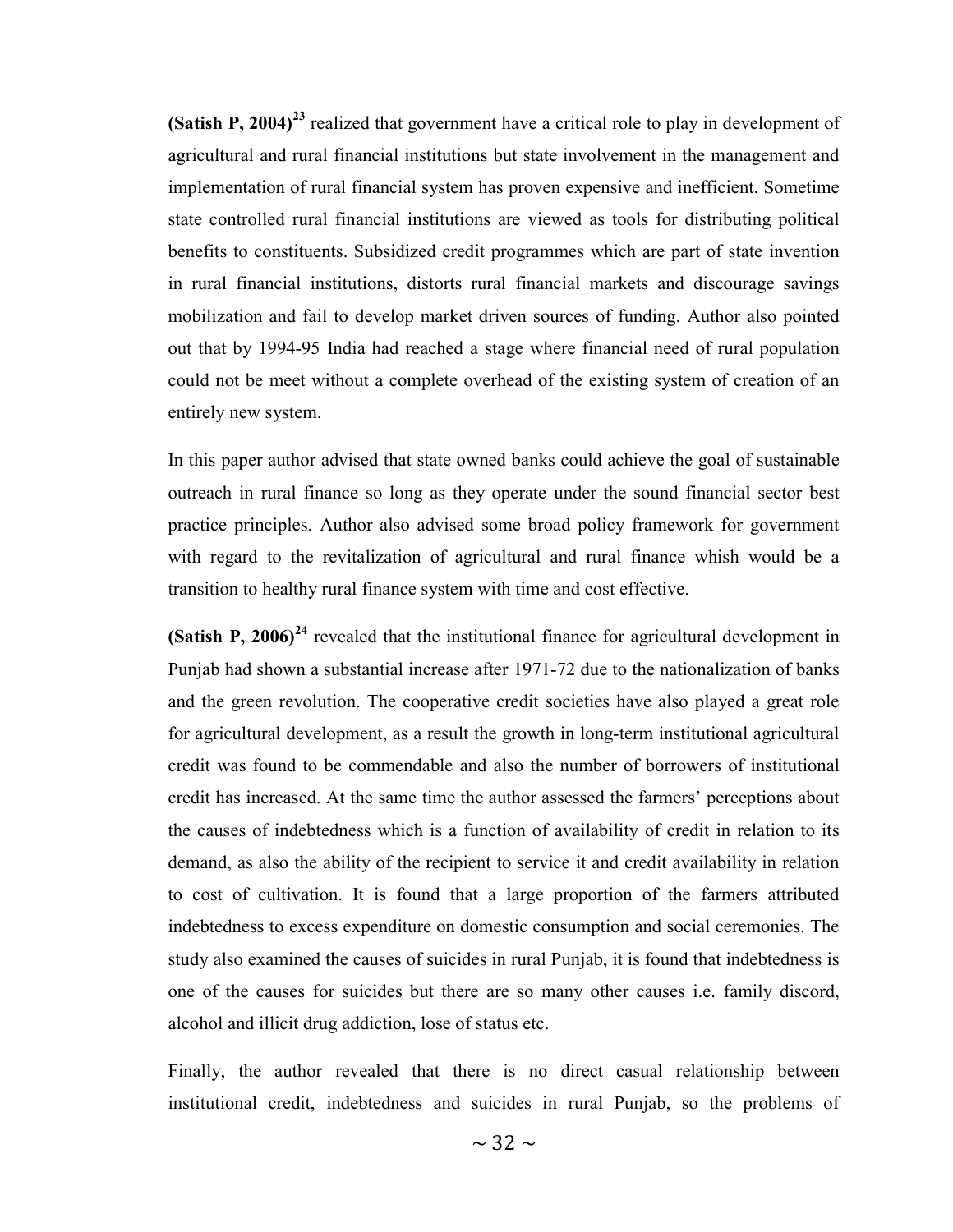**(Satish P, 2004)**[23] realized that government have a critical role to play in development of agricultural and rural financial institutions but state involvement in the management and implementation of rural financial system has proven expensive and inefficient. Sometime state controlled rural financial institutions are viewed as tools for distributing political benefits to constituents. Subsidized credit programmes which are part of state invention in rural financial institutions, distorts rural financial markets and discourage savings mobilization and fail to develop market driven sources of funding. Author also pointed out that by 1994-95 India had reached a stage where financial need of rural population could not be meet without a complete overhead of the existing system of creation of an entirely new system.

In this paper author advised that state owned banks could achieve the goal of sustainable outreach in rural finance so long as they operate under the sound financial sector best practice principles. Author also advised some broad policy framework for government with regard to the revitalization of agricultural and rural finance whish would be a transition to healthy rural finance system with time and cost effective.

**(Satish P, 2006)**[24] revealed that the institutional finance for agricultural development in Punjab had shown a substantial increase after 1971-72 due to the nationalization of banks and the green revolution. The cooperative credit societies have also played a great role for agricultural development, as a result the growth in long-term institutional agricultural credit was found to be commendable and also the number of borrowers of institutional credit has increased. At the same time the author assessed the farmers' perceptions about the causes of indebtedness which is a function of availability of credit in relation to its demand, as also the ability of the recipient to service it and credit availability in relation to cost of cultivation. It is found that a large proportion of the farmers attributed indebtedness to excess expenditure on domestic consumption and social ceremonies. The study also examined the causes of suicides in rural Punjab, it is found that indebtedness is one of the causes for suicides but there are so many other causes i.e. family discord, alcohol and illicit drug addiction, lose of status etc.

Finally, the author revealed that there is no direct casual relationship between institutional credit, indebtedness and suicides in rural Punjab, so the problems of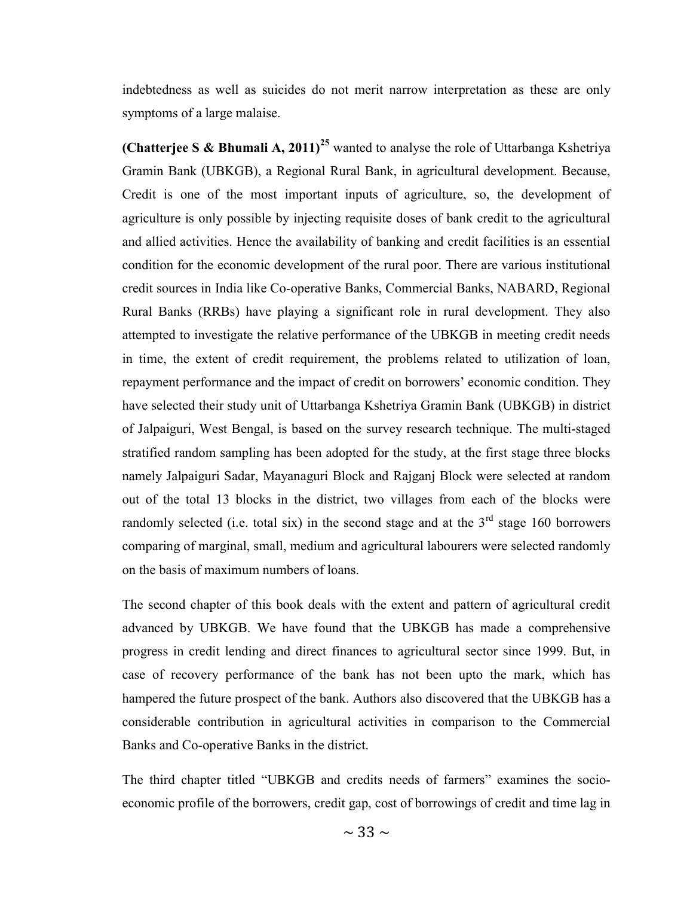indebtedness as well as suicides do not merit narrow interpretation as these are only symptoms of a large malaise.

**(Chatterjee S & Bhumali A, 2011)**[25] wanted to analyse the role of Uttarbanga Kshetriya Gramin Bank (UBKGB), a Regional Rural Bank, in agricultural development. Because, Credit is one of the most important inputs of agriculture, so, the development of agriculture is only possible by injecting requisite doses of bank credit to the agricultural and allied activities. Hence the availability of banking and credit facilities is an essential condition for the economic development of the rural poor. There are various institutional credit sources in India like Co-operative Banks, Commercial Banks, NABARD, Regional Rural Banks (RRBs) have playing a significant role in rural development. They also attempted to investigate the relative performance of the UBKGB in meeting credit needs in time, the extent of credit requirement, the problems related to utilization of loan, repayment performance and the impact of credit on borrowers' economic condition. They have selected their study unit of Uttarbanga Kshetriya Gramin Bank (UBKGB) in district of Jalpaiguri, West Bengal, is based on the survey research technique. The multi-staged stratified random sampling has been adopted for the study, at the first stage three blocks namely Jalpaiguri Sadar, Mayanaguri Block and Rajganj Block were selected at random out of the total 13 blocks in the district, two villages from each of the blocks were randomly selected (i.e. total six) in the second stage and at the 3rd stage 160 borrowers comparing of marginal, small, medium and agricultural labourers were selected randomly on the basis of maximum numbers of loans.

The second chapter of this book deals with the extent and pattern of agricultural credit advanced by UBKGB. We have found that the UBKGB has made a comprehensive progress in credit lending and direct finances to agricultural sector since 1999. But, in case of recovery performance of the bank has not been upto the mark, which has hampered the future prospect of the bank. Authors also discovered that the UBKGB has a considerable contribution in agricultural activities in comparison to the Commercial Banks and Co-operative Banks in the district.

The third chapter titled "UBKGB and credits needs of farmers" examines the socio-economic profile of the borrowers, credit gap, cost of borrowings of credit and time lag in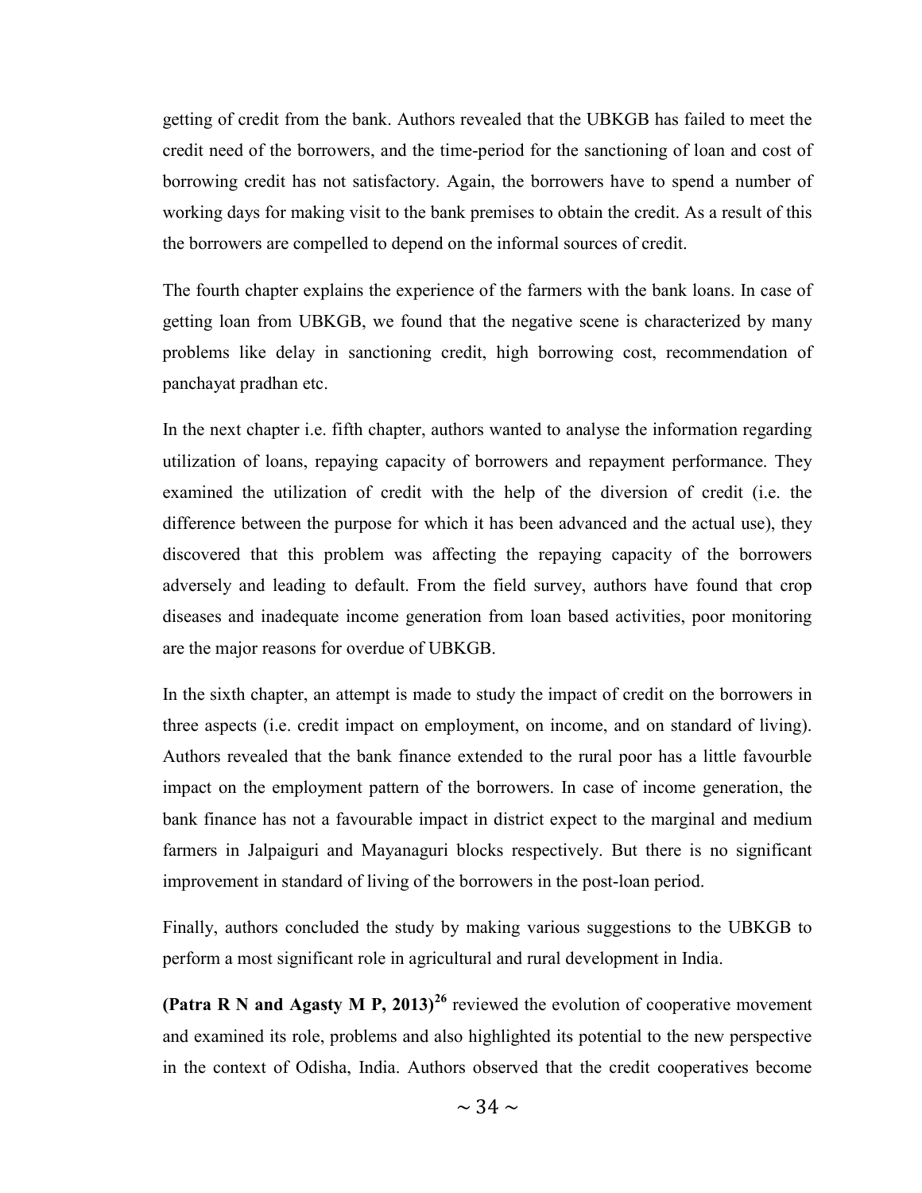getting of credit from the bank. Authors revealed that the UBKGB has failed to meet the credit need of the borrowers, and the time-period for the sanctioning of loan and cost of borrowing credit has not satisfactory. Again, the borrowers have to spend a number of working days for making visit to the bank premises to obtain the credit. As a result of this the borrowers are compelled to depend on the informal sources of credit.

The fourth chapter explains the experience of the farmers with the bank loans. In case of getting loan from UBKGB, we found that the negative scene is characterized by many problems like delay in sanctioning credit, high borrowing cost, recommendation of panchayat pradhan etc.

In the next chapter i.e. fifth chapter, authors wanted to analyse the information regarding utilization of loans, repaying capacity of borrowers and repayment performance. They examined the utilization of credit with the help of the diversion of credit (i.e. the difference between the purpose for which it has been advanced and the actual use), they discovered that this problem was affecting the repaying capacity of the borrowers adversely and leading to default. From the field survey, authors have found that crop diseases and inadequate income generation from loan based activities, poor monitoring are the major reasons for overdue of UBKGB.

In the sixth chapter, an attempt is made to study the impact of credit on the borrowers in three aspects (i.e. credit impact on employment, on income, and on standard of living). Authors revealed that the bank finance extended to the rural poor has a little favourble impact on the employment pattern of the borrowers. In case of income generation, the bank finance has not a favourable impact in district expect to the marginal and medium farmers in Jalpaiguri and Mayanaguri blocks respectively. But there is no significant improvement in standard of living of the borrowers in the post-loan period.

Finally, authors concluded the study by making various suggestions to the UBKGB to perform a most significant role in agricultural and rural development in India.

**(Patra R N and Agasty M P, 2013)[26]** reviewed the evolution of cooperative movement and examined its role, problems and also highlighted its potential to the new perspective in the context of Odisha, India. Authors observed that the credit cooperatives become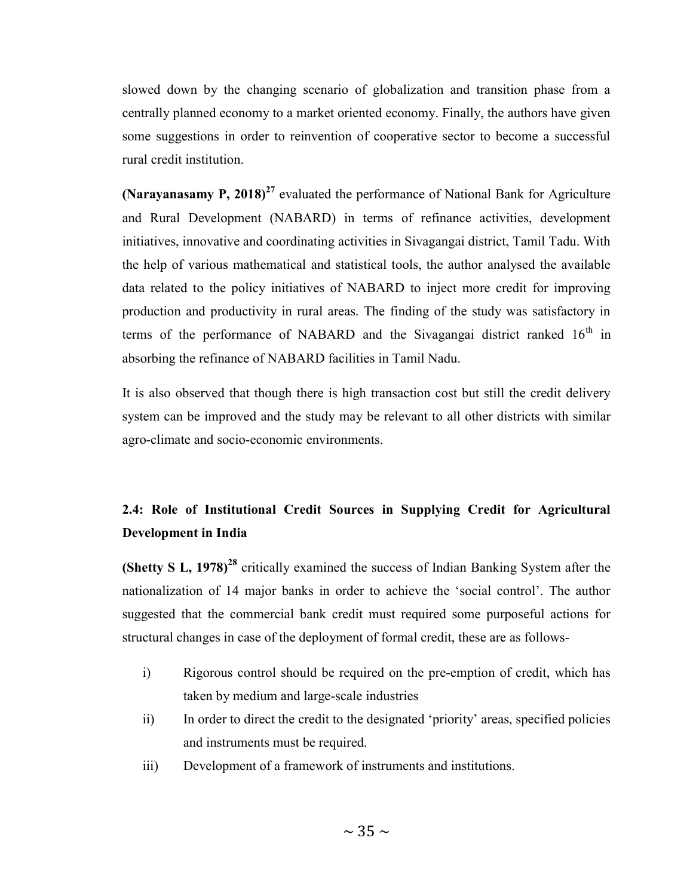slowed down by the changing scenario of globalization and transition phase from a centrally planned economy to a market oriented economy. Finally, the authors have given some suggestions in order to reinvention of cooperative sector to become a successful rural credit institution.

**(Narayanasamy P, 2018)**[27] evaluated the performance of National Bank for Agriculture and Rural Development (NABARD) in terms of refinance activities, development initiatives, innovative and coordinating activities in Sivagangai district, Tamil Tadu. With the help of various mathematical and statistical tools, the author analysed the available data related to the policy initiatives of NABARD to inject more credit for improving production and productivity in rural areas. The finding of the study was satisfactory in terms of the performance of NABARD and the Sivagangai district ranked 16th in absorbing the refinance of NABARD facilities in Tamil Nadu.

It is also observed that though there is high transaction cost but still the credit delivery system can be improved and the study may be relevant to all other districts with similar agro-climate and socio-economic environments.

## 2.4: Role of Institutional Credit Sources in Supplying Credit for Agricultural Development in India

**(Shetty S L, 1978)**[28] critically examined the success of Indian Banking System after the nationalization of 14 major banks in order to achieve the 'social control'. The author suggested that the commercial bank credit must required some purposeful actions for structural changes in case of the deployment of formal credit, these are as follows-

i) Rigorous control should be required on the pre-emption of credit, which has taken by medium and large-scale industries
ii) In order to direct the credit to the designated 'priority' areas, specified policies and instruments must be required.
iii) Development of a framework of instruments and institutions.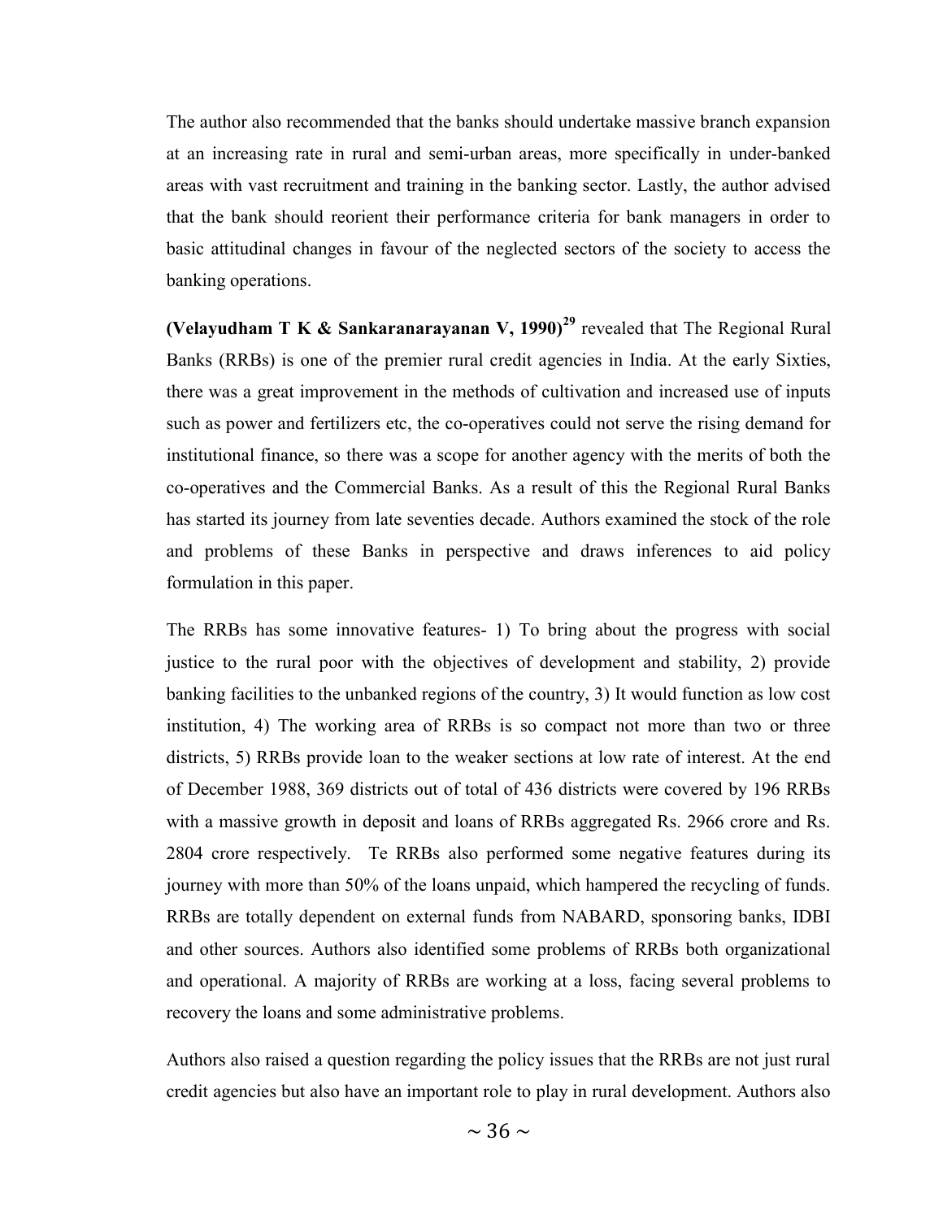The author also recommended that the banks should undertake massive branch expansion at an increasing rate in rural and semi-urban areas, more specifically in under-banked areas with vast recruitment and training in the banking sector. Lastly, the author advised that the bank should reorient their performance criteria for bank managers in order to basic attitudinal changes in favour of the neglected sectors of the society to access the banking operations.

**(Velayudham T K & Sankaranarayanan V, 1990)[29]** revealed that The Regional Rural Banks (RRBs) is one of the premier rural credit agencies in India. At the early Sixties, there was a great improvement in the methods of cultivation and increased use of inputs such as power and fertilizers etc, the co-operatives could not serve the rising demand for institutional finance, so there was a scope for another agency with the merits of both the co-operatives and the Commercial Banks. As a result of this the Regional Rural Banks has started its journey from late seventies decade. Authors examined the stock of the role and problems of these Banks in perspective and draws inferences to aid policy formulation in this paper.

The RRBs has some innovative features- 1) To bring about the progress with social justice to the rural poor with the objectives of development and stability, 2) provide banking facilities to the unbanked regions of the country, 3) It would function as low cost institution, 4) The working area of RRBs is so compact not more than two or three districts, 5) RRBs provide loan to the weaker sections at low rate of interest. At the end of December 1988, 369 districts out of total of 436 districts were covered by 196 RRBs with a massive growth in deposit and loans of RRBs aggregated Rs. 2966 crore and Rs. 2804 crore respectively. Te RRBs also performed some negative features during its journey with more than 50% of the loans unpaid, which hampered the recycling of funds. RRBs are totally dependent on external funds from NABARD, sponsoring banks, IDBI and other sources. Authors also identified some problems of RRBs both organizational and operational. A majority of RRBs are working at a loss, facing several problems to recovery the loans and some administrative problems.

Authors also raised a question regarding the policy issues that the RRBs are not just rural credit agencies but also have an important role to play in rural development. Authors also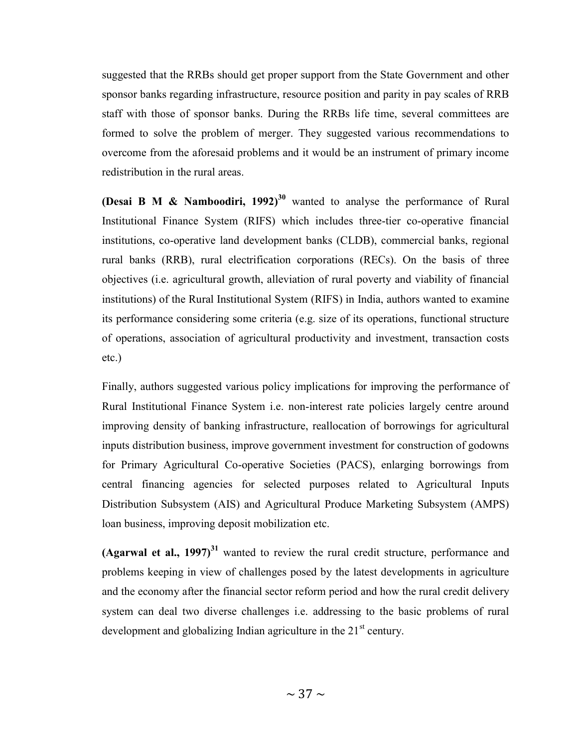suggested that the RRBs should get proper support from the State Government and other sponsor banks regarding infrastructure, resource position and parity in pay scales of RRB staff with those of sponsor banks. During the RRBs life time, several committees are formed to solve the problem of merger. They suggested various recommendations to overcome from the aforesaid problems and it would be an instrument of primary income redistribution in the rural areas.

**(Desai B M & Namboodiri, 1992)**[30] wanted to analyse the performance of Rural Institutional Finance System (RIFS) which includes three-tier co-operative financial institutions, co-operative land development banks (CLDB), commercial banks, regional rural banks (RRB), rural electrification corporations (RECs). On the basis of three objectives (i.e. agricultural growth, alleviation of rural poverty and viability of financial institutions) of the Rural Institutional System (RIFS) in India, authors wanted to examine its performance considering some criteria (e.g. size of its operations, functional structure of operations, association of agricultural productivity and investment, transaction costs etc.)

Finally, authors suggested various policy implications for improving the performance of Rural Institutional Finance System i.e. non-interest rate policies largely centre around improving density of banking infrastructure, reallocation of borrowings for agricultural inputs distribution business, improve government investment for construction of godowns for Primary Agricultural Co-operative Societies (PACS), enlarging borrowings from central financing agencies for selected purposes related to Agricultural Inputs Distribution Subsystem (AIS) and Agricultural Produce Marketing Subsystem (AMPS) loan business, improving deposit mobilization etc.

**(Agarwal et al., 1997)**[31] wanted to review the rural credit structure, performance and problems keeping in view of challenges posed by the latest developments in agriculture and the economy after the financial sector reform period and how the rural credit delivery system can deal two diverse challenges i.e. addressing to the basic problems of rural development and globalizing Indian agriculture in the 21st century.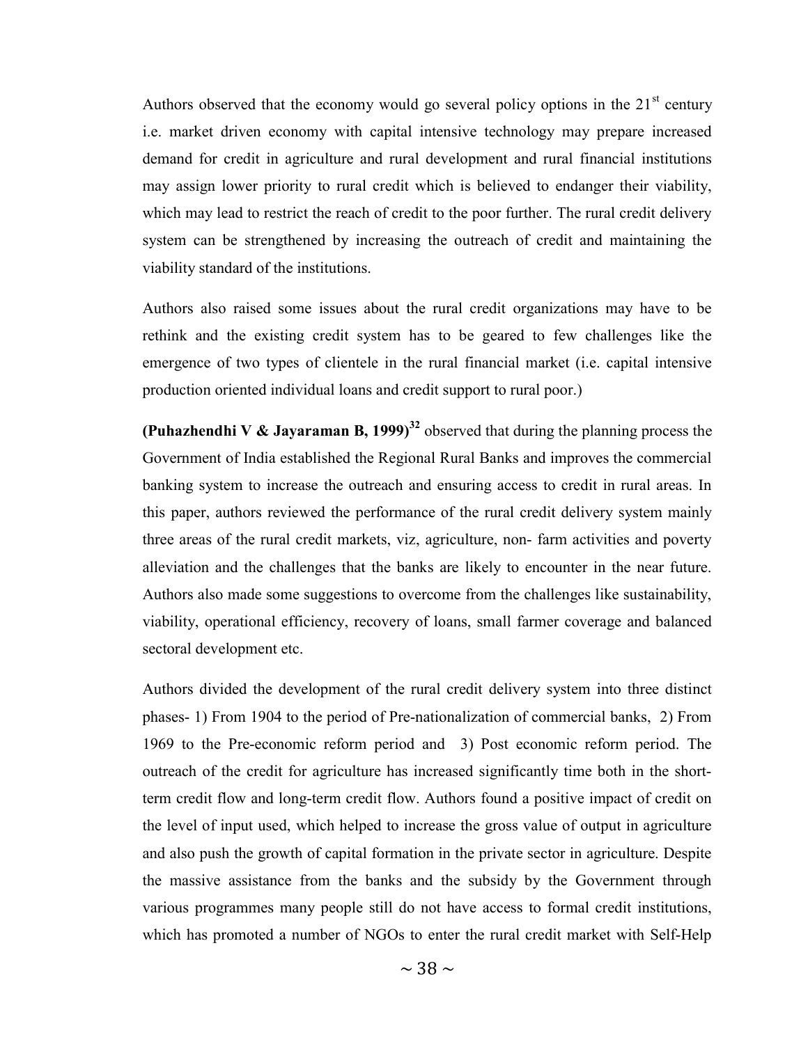Authors observed that the economy would go several policy options in the 21st century i.e. market driven economy with capital intensive technology may prepare increased demand for credit in agriculture and rural development and rural financial institutions may assign lower priority to rural credit which is believed to endanger their viability, which may lead to restrict the reach of credit to the poor further. The rural credit delivery system can be strengthened by increasing the outreach of credit and maintaining the viability standard of the institutions.

Authors also raised some issues about the rural credit organizations may have to be rethink and the existing credit system has to be geared to few challenges like the emergence of two types of clientele in the rural financial market (i.e. capital intensive production oriented individual loans and credit support to rural poor.)

**(Puhazhendhi V & Jayaraman B, 1999)**[32] observed that during the planning process the Government of India established the Regional Rural Banks and improves the commercial banking system to increase the outreach and ensuring access to credit in rural areas. In this paper, authors reviewed the performance of the rural credit delivery system mainly three areas of the rural credit markets, viz, agriculture, non- farm activities and poverty alleviation and the challenges that the banks are likely to encounter in the near future. Authors also made some suggestions to overcome from the challenges like sustainability, viability, operational efficiency, recovery of loans, small farmer coverage and balanced sectoral development etc.

Authors divided the development of the rural credit delivery system into three distinct phases- 1) From 1904 to the period of Pre-nationalization of commercial banks, 2) From 1969 to the Pre-economic reform period and 3) Post economic reform period. The outreach of the credit for agriculture has increased significantly time both in the short-term credit flow and long-term credit flow. Authors found a positive impact of credit on the level of input used, which helped to increase the gross value of output in agriculture and also push the growth of capital formation in the private sector in agriculture. Despite the massive assistance from the banks and the subsidy by the Government through various programmes many people still do not have access to formal credit institutions, which has promoted a number of NGOs to enter the rural credit market with Self-Help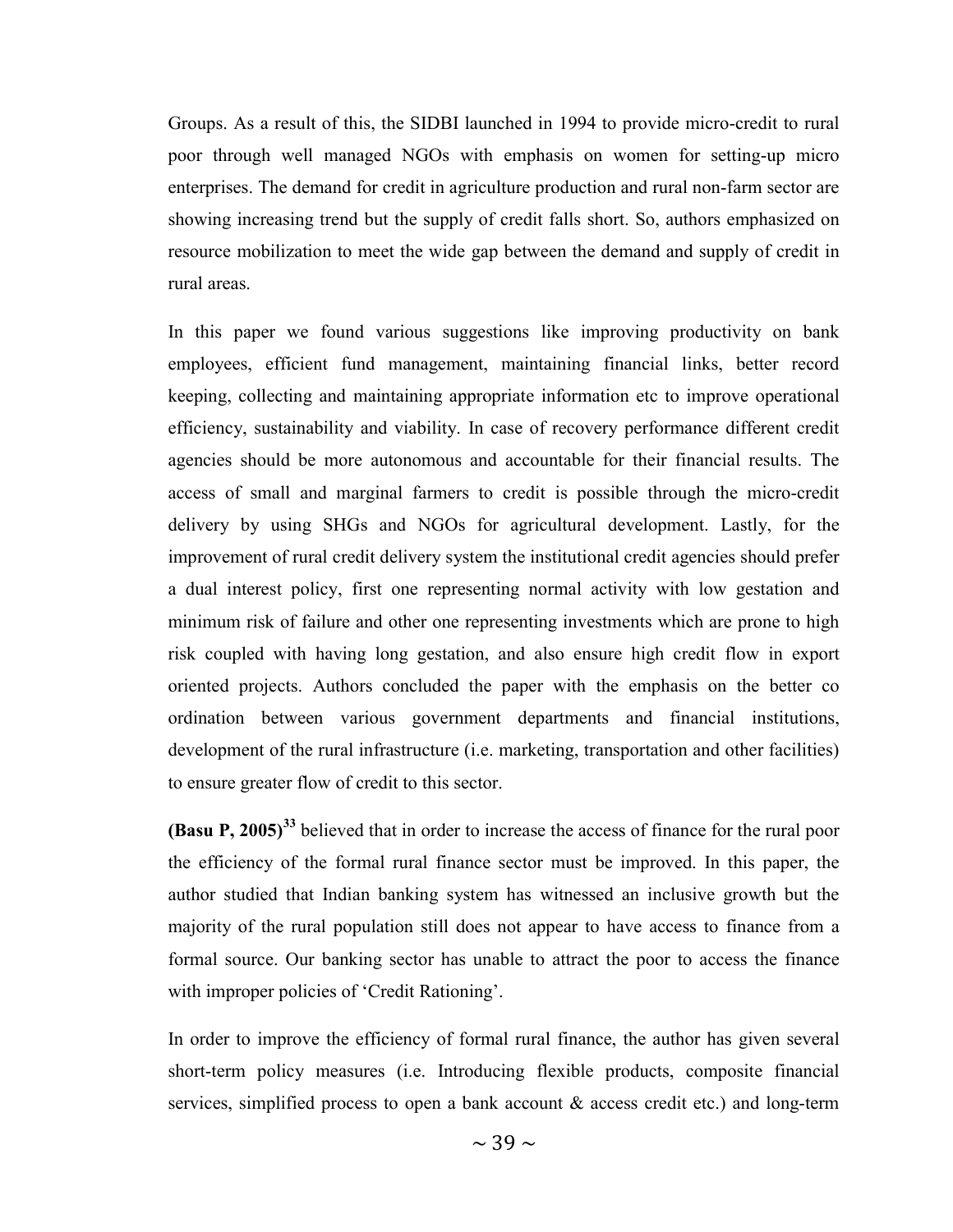Groups. As a result of this, the SIDBI launched in 1994 to provide micro-credit to rural poor through well managed NGOs with emphasis on women for setting-up micro enterprises. The demand for credit in agriculture production and rural non-farm sector are showing increasing trend but the supply of credit falls short. So, authors emphasized on resource mobilization to meet the wide gap between the demand and supply of credit in rural areas.

In this paper we found various suggestions like improving productivity on bank employees, efficient fund management, maintaining financial links, better record keeping, collecting and maintaining appropriate information etc to improve operational efficiency, sustainability and viability. In case of recovery performance different credit agencies should be more autonomous and accountable for their financial results. The access of small and marginal farmers to credit is possible through the micro-credit delivery by using SHGs and NGOs for agricultural development. Lastly, for the improvement of rural credit delivery system the institutional credit agencies should prefer a dual interest policy, first one representing normal activity with low gestation and minimum risk of failure and other one representing investments which are prone to high risk coupled with having long gestation, and also ensure high credit flow in export oriented projects. Authors concluded the paper with the emphasis on the better co ordination between various government departments and financial institutions, development of the rural infrastructure (i.e. marketing, transportation and other facilities) to ensure greater flow of credit to this sector.

**(Basu P, 2005)**[33] believed that in order to increase the access of finance for the rural poor the efficiency of the formal rural finance sector must be improved. In this paper, the author studied that Indian banking system has witnessed an inclusive growth but the majority of the rural population still does not appear to have access to finance from a formal source. Our banking sector has unable to attract the poor to access the finance with improper policies of 'Credit Rationing'.

In order to improve the efficiency of formal rural finance, the author has given several short-term policy measures (i.e. Introducing flexible products, composite financial services, simplified process to open a bank account & access credit etc.) and long-term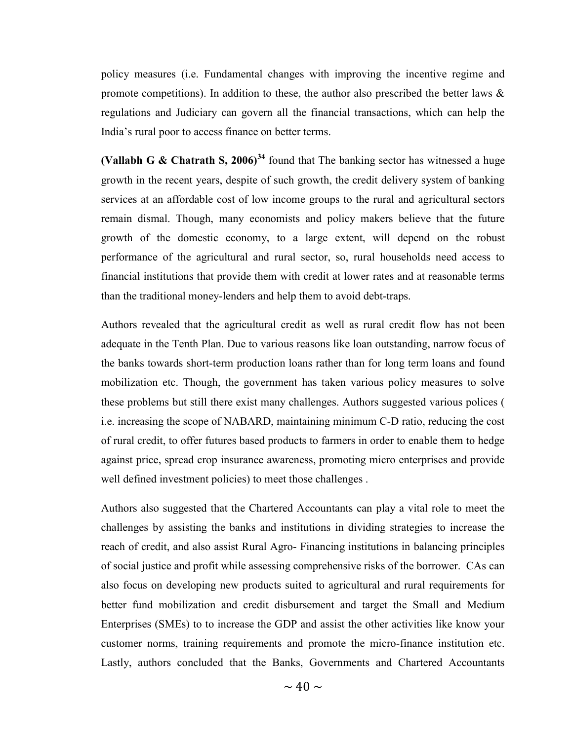policy measures (i.e. Fundamental changes with improving the incentive regime and promote competitions). In addition to these, the author also prescribed the better laws & regulations and Judiciary can govern all the financial transactions, which can help the India's rural poor to access finance on better terms.

**(Vallabh G & Chatrath S, 2006)**[34] found that The banking sector has witnessed a huge growth in the recent years, despite of such growth, the credit delivery system of banking services at an affordable cost of low income groups to the rural and agricultural sectors remain dismal. Though, many economists and policy makers believe that the future growth of the domestic economy, to a large extent, will depend on the robust performance of the agricultural and rural sector, so, rural households need access to financial institutions that provide them with credit at lower rates and at reasonable terms than the traditional money-lenders and help them to avoid debt-traps.

Authors revealed that the agricultural credit as well as rural credit flow has not been adequate in the Tenth Plan. Due to various reasons like loan outstanding, narrow focus of the banks towards short-term production loans rather than for long term loans and found mobilization etc. Though, the government has taken various policy measures to solve these problems but still there exist many challenges. Authors suggested various polices ( i.e. increasing the scope of NABARD, maintaining minimum C-D ratio, reducing the cost of rural credit, to offer futures based products to farmers in order to enable them to hedge against price, spread crop insurance awareness, promoting micro enterprises and provide well defined investment policies) to meet those challenges .

Authors also suggested that the Chartered Accountants can play a vital role to meet the challenges by assisting the banks and institutions in dividing strategies to increase the reach of credit, and also assist Rural Agro- Financing institutions in balancing principles of social justice and profit while assessing comprehensive risks of the borrower. CAs can also focus on developing new products suited to agricultural and rural requirements for better fund mobilization and credit disbursement and target the Small and Medium Enterprises (SMEs) to to increase the GDP and assist the other activities like know your customer norms, training requirements and promote the micro-finance institution etc. Lastly, authors concluded that the Banks, Governments and Chartered Accountants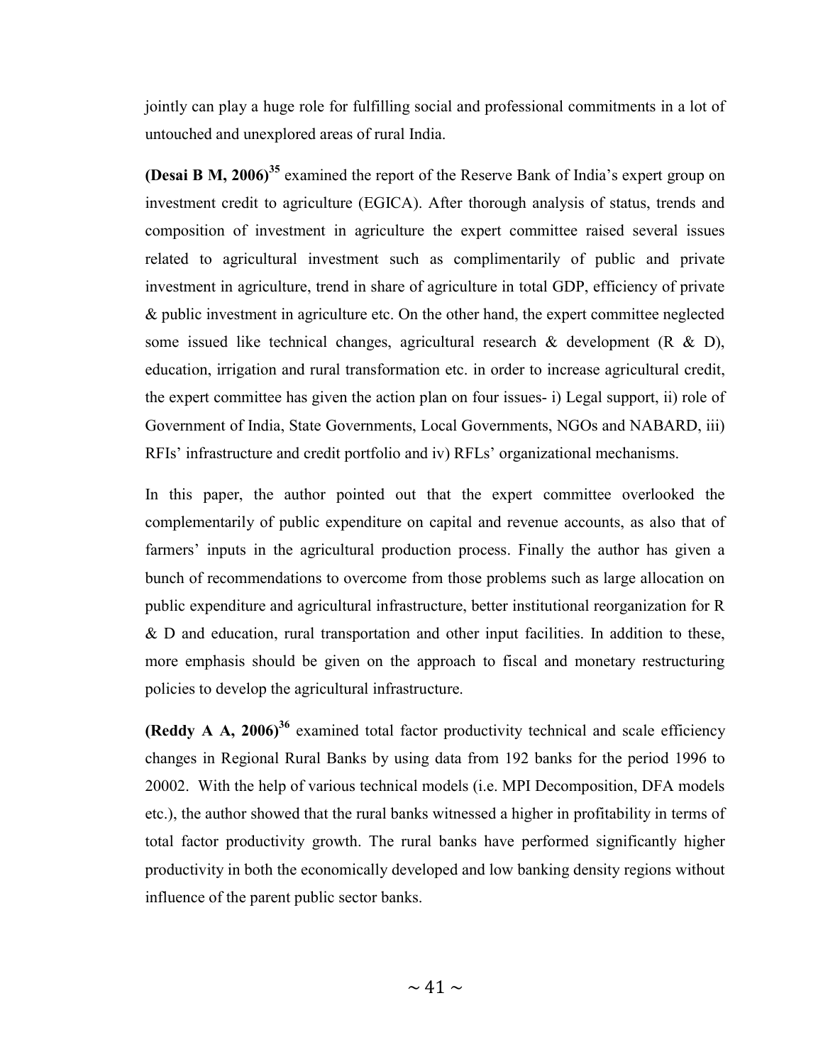jointly can play a huge role for fulfilling social and professional commitments in a lot of untouched and unexplored areas of rural India.

**(Desai B M, 2006)**[35] examined the report of the Reserve Bank of India's expert group on investment credit to agriculture (EGICA). After thorough analysis of status, trends and composition of investment in agriculture the expert committee raised several issues related to agricultural investment such as complimentarily of public and private investment in agriculture, trend in share of agriculture in total GDP, efficiency of private & public investment in agriculture etc. On the other hand, the expert committee neglected some issued like technical changes, agricultural research & development (R & D), education, irrigation and rural transformation etc. in order to increase agricultural credit, the expert committee has given the action plan on four issues- i) Legal support, ii) role of Government of India, State Governments, Local Governments, NGOs and NABARD, iii) RFIs' infrastructure and credit portfolio and iv) RFLs' organizational mechanisms.

In this paper, the author pointed out that the expert committee overlooked the complementarily of public expenditure on capital and revenue accounts, as also that of farmers' inputs in the agricultural production process. Finally the author has given a bunch of recommendations to overcome from those problems such as large allocation on public expenditure and agricultural infrastructure, better institutional reorganization for R & D and education, rural transportation and other input facilities. In addition to these, more emphasis should be given on the approach to fiscal and monetary restructuring policies to develop the agricultural infrastructure.

**(Reddy A A, 2006)**[36] examined total factor productivity technical and scale efficiency changes in Regional Rural Banks by using data from 192 banks for the period 1996 to 20002. With the help of various technical models (i.e. MPI Decomposition, DFA models etc.), the author showed that the rural banks witnessed a higher in profitability in terms of total factor productivity growth. The rural banks have performed significantly higher productivity in both the economically developed and low banking density regions without influence of the parent public sector banks.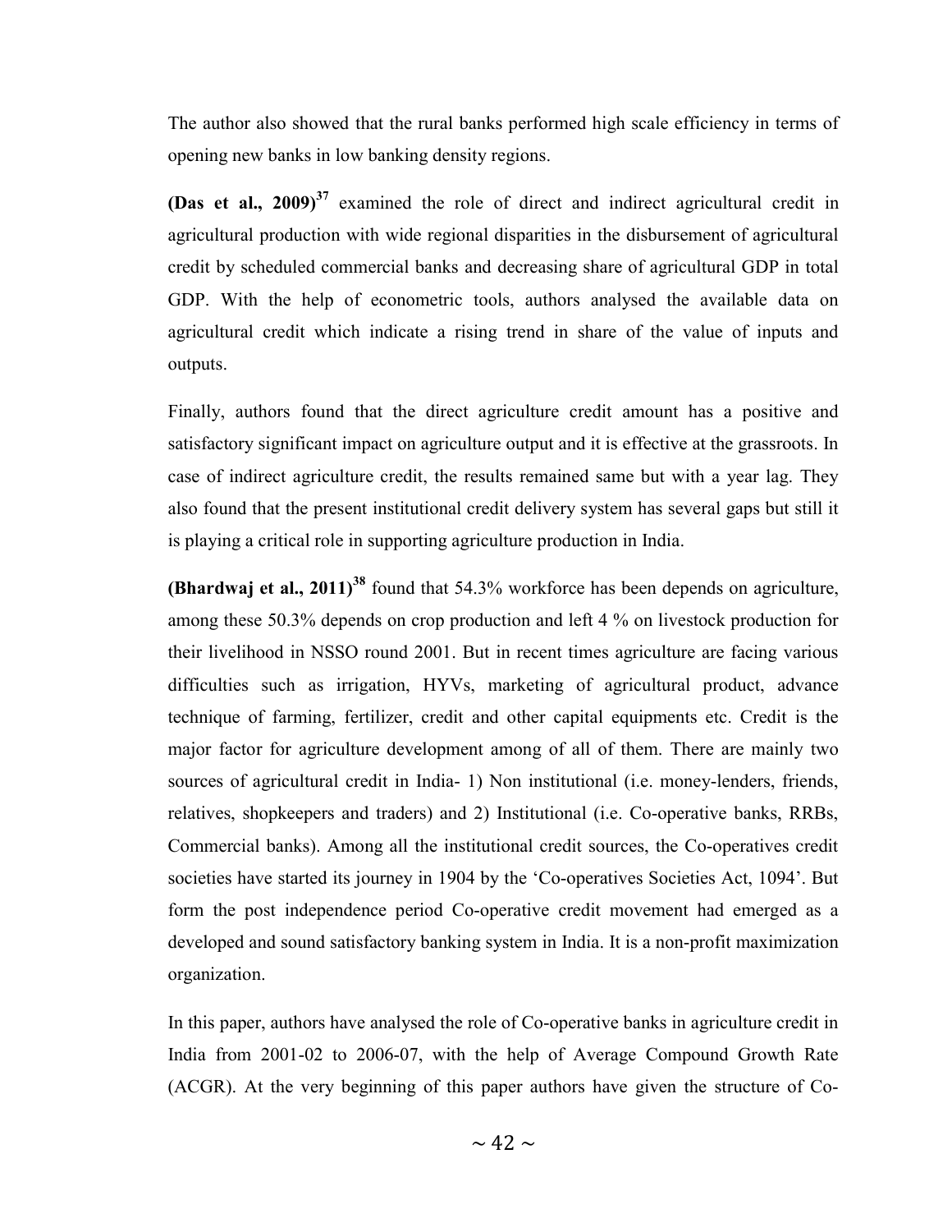The author also showed that the rural banks performed high scale efficiency in terms of opening new banks in low banking density regions.

**(Das et al., 2009)**[37] examined the role of direct and indirect agricultural credit in agricultural production with wide regional disparities in the disbursement of agricultural credit by scheduled commercial banks and decreasing share of agricultural GDP in total GDP. With the help of econometric tools, authors analysed the available data on agricultural credit which indicate a rising trend in share of the value of inputs and outputs.

Finally, authors found that the direct agriculture credit amount has a positive and satisfactory significant impact on agriculture output and it is effective at the grassroots. In case of indirect agriculture credit, the results remained same but with a year lag. They also found that the present institutional credit delivery system has several gaps but still it is playing a critical role in supporting agriculture production in India.

**(Bhardwaj et al., 2011)**[38] found that 54.3% workforce has been depends on agriculture, among these 50.3% depends on crop production and left 4 % on livestock production for their livelihood in NSSO round 2001. But in recent times agriculture are facing various difficulties such as irrigation, HYVs, marketing of agricultural product, advance technique of farming, fertilizer, credit and other capital equipments etc. Credit is the major factor for agriculture development among of all of them. There are mainly two sources of agricultural credit in India- 1) Non institutional (i.e. money-lenders, friends, relatives, shopkeepers and traders) and 2) Institutional (i.e. Co-operative banks, RRBs, Commercial banks). Among all the institutional credit sources, the Co-operatives credit societies have started its journey in 1904 by the 'Co-operatives Societies Act, 1094'. But form the post independence period Co-operative credit movement had emerged as a developed and sound satisfactory banking system in India. It is a non-profit maximization organization.

In this paper, authors have analysed the role of Co-operative banks in agriculture credit in India from 2001-02 to 2006-07, with the help of Average Compound Growth Rate (ACGR). At the very beginning of this paper authors have given the structure of Co-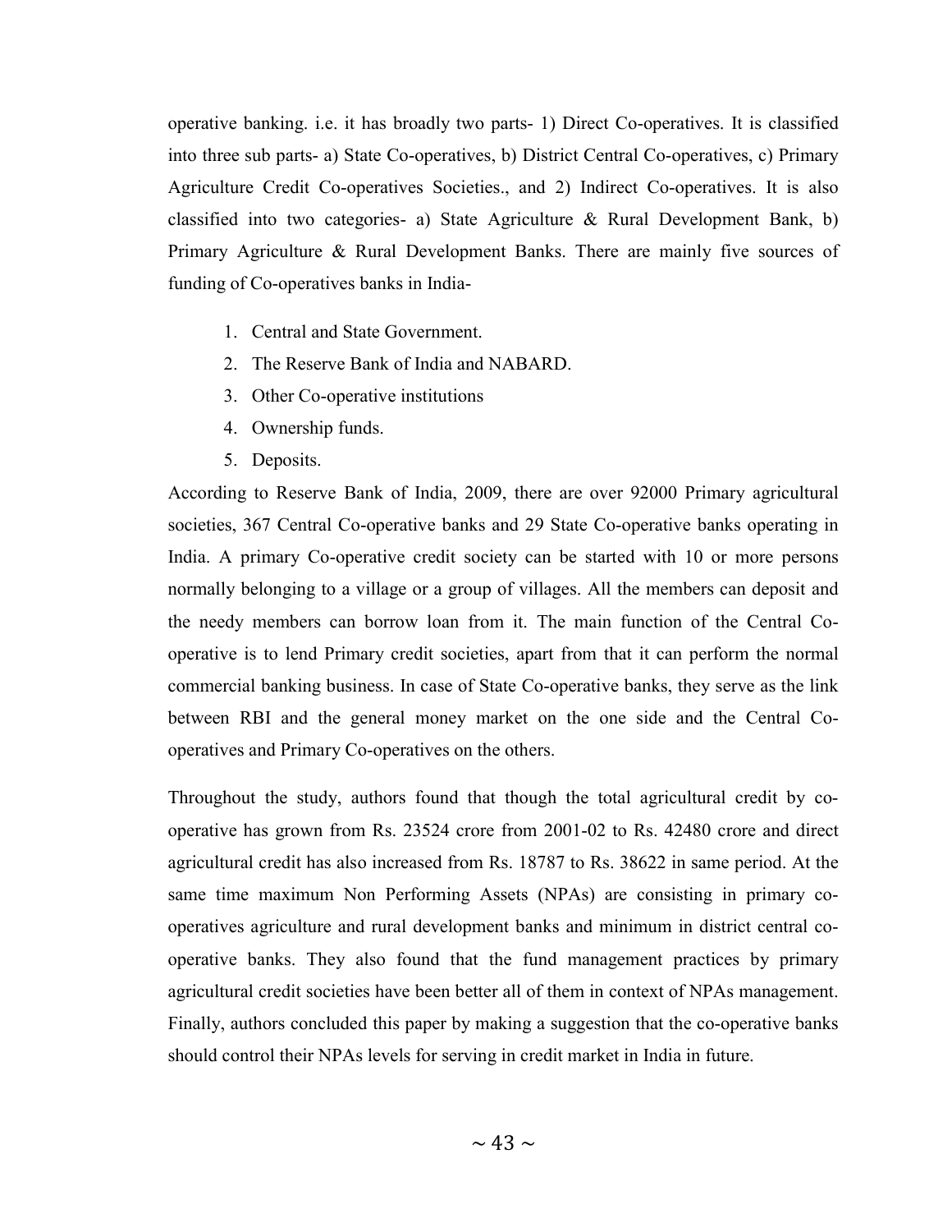operative banking. i.e. it has broadly two parts- 1) Direct Co-operatives. It is classified into three sub parts- a) State Co-operatives, b) District Central Co-operatives, c) Primary Agriculture Credit Co-operatives Societies., and 2) Indirect Co-operatives. It is also classified into two categories- a) State Agriculture & Rural Development Bank, b) Primary Agriculture & Rural Development Banks. There are mainly five sources of funding of Co-operatives banks in India-

1. Central and State Government.
2. The Reserve Bank of India and NABARD.
3. Other Co-operative institutions
4. Ownership funds.
5. Deposits.

According to Reserve Bank of India, 2009, there are over 92000 Primary agricultural societies, 367 Central Co-operative banks and 29 State Co-operative banks operating in India. A primary Co-operative credit society can be started with 10 or more persons normally belonging to a village or a group of villages. All the members can deposit and the needy members can borrow loan from it. The main function of the Central Co-operative is to lend Primary credit societies, apart from that it can perform the normal commercial banking business. In case of State Co-operative banks, they serve as the link between RBI and the general money market on the one side and the Central Co-operatives and Primary Co-operatives on the others.

Throughout the study, authors found that though the total agricultural credit by co-operative has grown from Rs. 23524 crore from 2001-02 to Rs. 42480 crore and direct agricultural credit has also increased from Rs. 18787 to Rs. 38622 in same period. At the same time maximum Non Performing Assets (NPAs) are consisting in primary co-operatives agriculture and rural development banks and minimum in district central co-operative banks. They also found that the fund management practices by primary agricultural credit societies have been better all of them in context of NPAs management. Finally, authors concluded this paper by making a suggestion that the co-operative banks should control their NPAs levels for serving in credit market in India in future.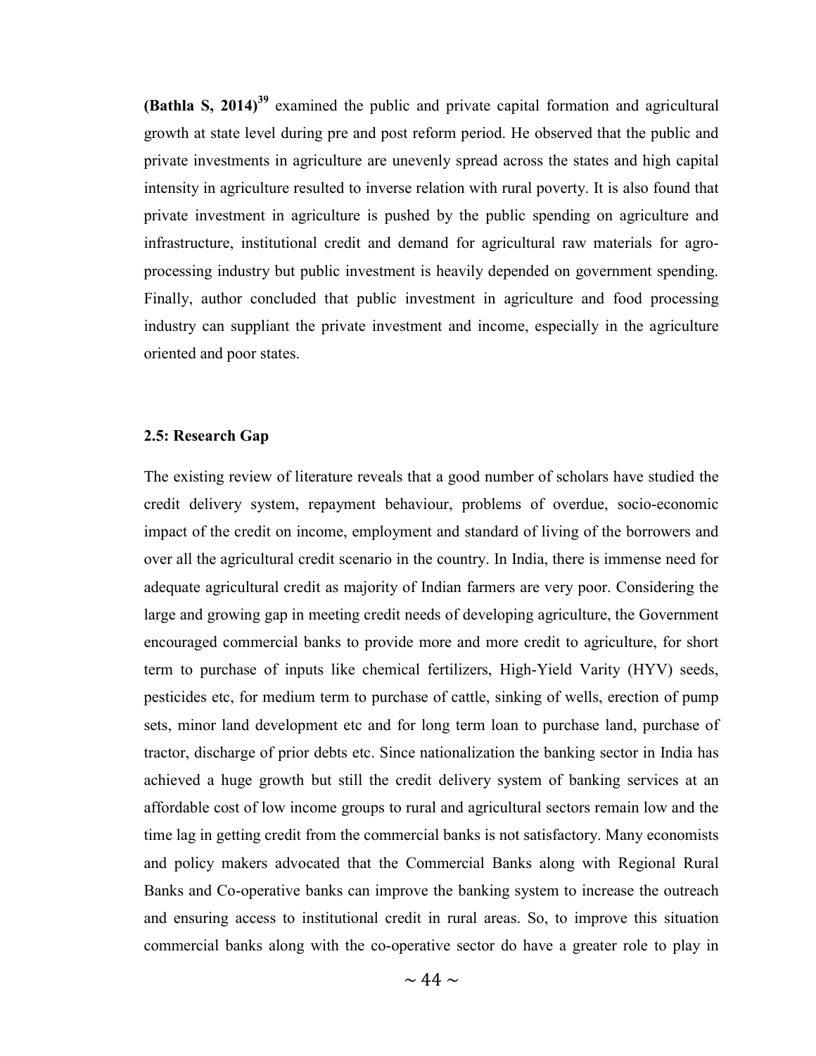**(Bathla S, 2014)**[39] examined the public and private capital formation and agricultural growth at state level during pre and post reform period. He observed that the public and private investments in agriculture are unevenly spread across the states and high capital intensity in agriculture resulted to inverse relation with rural poverty. It is also found that private investment in agriculture is pushed by the public spending on agriculture and infrastructure, institutional credit and demand for agricultural raw materials for agro-processing industry but public investment is heavily depended on government spending. Finally, author concluded that public investment in agriculture and food processing industry can suppliant the private investment and income, especially in the agriculture oriented and poor states.

### 2.5: Research Gap

The existing review of literature reveals that a good number of scholars have studied the credit delivery system, repayment behaviour, problems of overdue, socio-economic impact of the credit on income, employment and standard of living of the borrowers and over all the agricultural credit scenario in the country. In India, there is immense need for adequate agricultural credit as majority of Indian farmers are very poor. Considering the large and growing gap in meeting credit needs of developing agriculture, the Government encouraged commercial banks to provide more and more credit to agriculture, for short term to purchase of inputs like chemical fertilizers, High-Yield Varity (HYV) seeds, pesticides etc, for medium term to purchase of cattle, sinking of wells, erection of pump sets, minor land development etc and for long term loan to purchase land, purchase of tractor, discharge of prior debts etc. Since nationalization the banking sector in India has achieved a huge growth but still the credit delivery system of banking services at an affordable cost of low income groups to rural and agricultural sectors remain low and the time lag in getting credit from the commercial banks is not satisfactory. Many economists and policy makers advocated that the Commercial Banks along with Regional Rural Banks and Co-operative banks can improve the banking system to increase the outreach and ensuring access to institutional credit in rural areas. So, to improve this situation commercial banks along with the co-operative sector do have a greater role to play in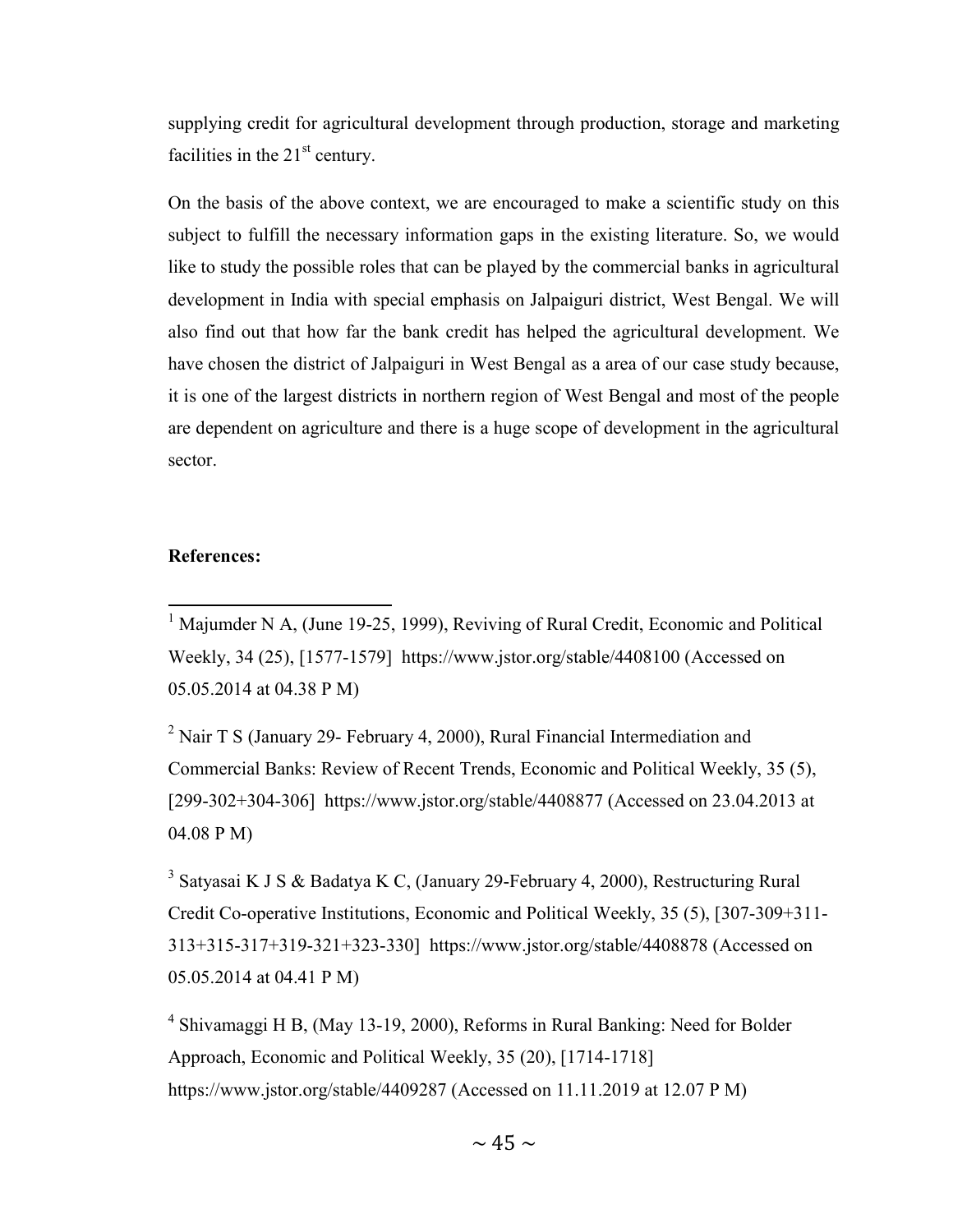supplying credit for agricultural development through production, storage and marketing facilities in the 21st century.

On the basis of the above context, we are encouraged to make a scientific study on this subject to fulfill the necessary information gaps in the existing literature. So, we would like to study the possible roles that can be played by the commercial banks in agricultural development in India with special emphasis on Jalpaiguri district, West Bengal. We will also find out that how far the bank credit has helped the agricultural development. We have chosen the district of Jalpaiguri in West Bengal as a area of our case study because, it is one of the largest districts in northern region of West Bengal and most of the people are dependent on agriculture and there is a huge scope of development in the agricultural sector.

**References:**

[1] Majumder N A, (June 19-25, 1999), Reviving of Rural Credit, Economic and Political Weekly, 34 (25), [1577-1579] https://www.jstor.org/stable/4408100 (Accessed on 05.05.2014 at 04.38 P M)

[2] Nair T S (January 29- February 4, 2000), Rural Financial Intermediation and Commercial Banks: Review of Recent Trends, Economic and Political Weekly, 35 (5), [299-302+304-306] https://www.jstor.org/stable/4408877 (Accessed on 23.04.2013 at 04.08 P M)

[3] Satyasai K J S & Badatya K C, (January 29-February 4, 2000), Restructuring Rural Credit Co-operative Institutions, Economic and Political Weekly, 35 (5), [307-309+311-313+315-317+319-321+323-330] https://www.jstor.org/stable/4408878 (Accessed on 05.05.2014 at 04.41 P M)

[4] Shivamaggi H B, (May 13-19, 2000), Reforms in Rural Banking: Need for Bolder Approach, Economic and Political Weekly, 35 (20), [1714-1718] https://www.jstor.org/stable/4409287 (Accessed on 11.11.2019 at 12.07 P M)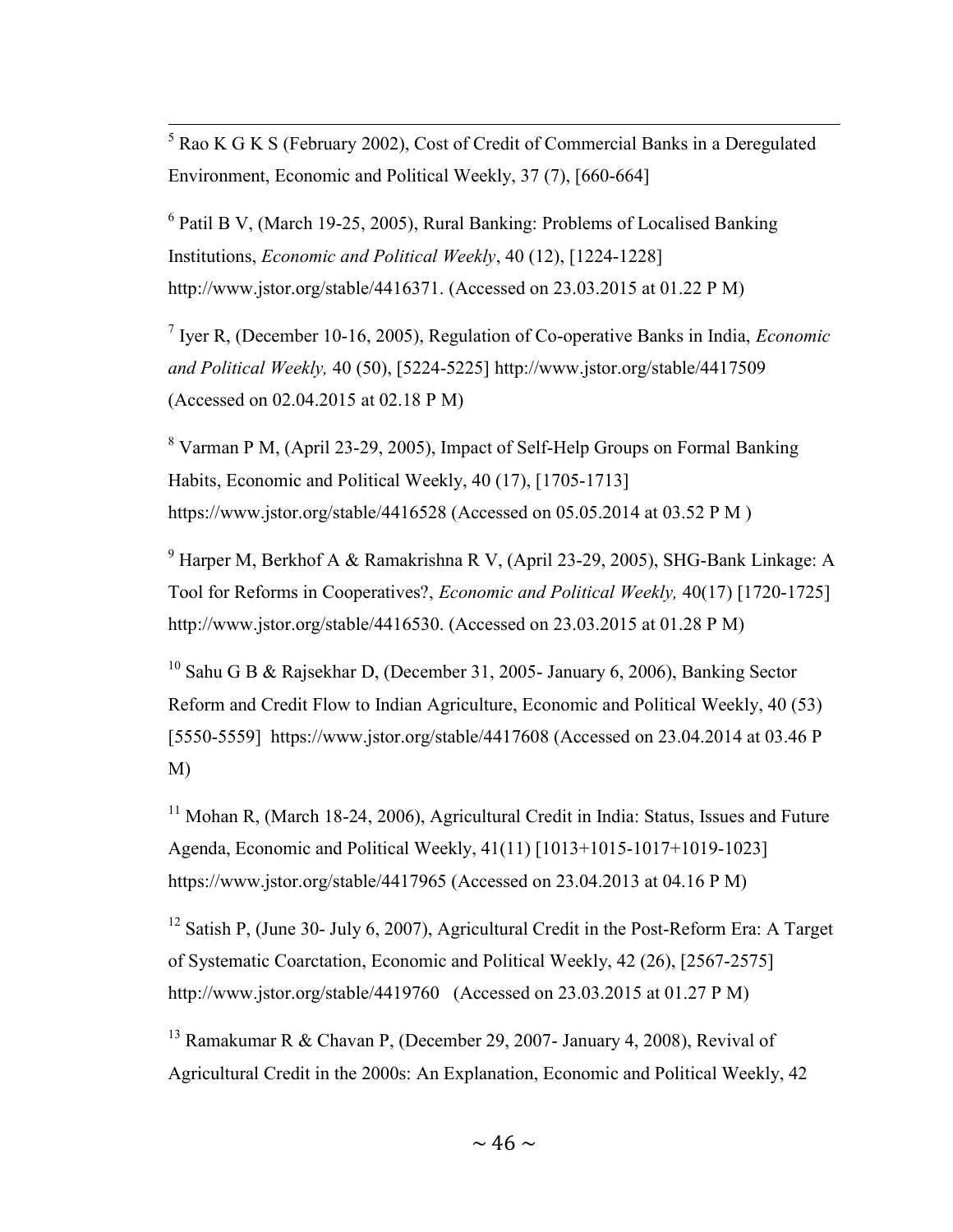[5] Rao K G K S (February 2002), Cost of Credit of Commercial Banks in a Deregulated Environment, Economic and Political Weekly, 37 (7), [660-664]

[6] Patil B V, (March 19-25, 2005), Rural Banking: Problems of Localised Banking Institutions, *Economic and Political Weekly*, 40 (12), [1224-1228] http://www.jstor.org/stable/4416371. (Accessed on 23.03.2015 at 01.22 P M)

[7] Iyer R, (December 10-16, 2005), Regulation of Co-operative Banks in India, *Economic and Political Weekly,* 40 (50), [5224-5225] http://www.jstor.org/stable/4417509 (Accessed on 02.04.2015 at 02.18 P M)

[8] Varman P M, (April 23-29, 2005), Impact of Self-Help Groups on Formal Banking Habits, Economic and Political Weekly, 40 (17), [1705-1713] https://www.jstor.org/stable/4416528 (Accessed on 05.05.2014 at 03.52 P M )

[9] Harper M, Berkhof A & Ramakrishna R V, (April 23-29, 2005), SHG-Bank Linkage: A Tool for Reforms in Cooperatives?, *Economic and Political Weekly,* 40(17) [1720-1725] http://www.jstor.org/stable/4416530. (Accessed on 23.03.2015 at 01.28 P M)

[10] Sahu G B & Rajsekhar D, (December 31, 2005- January 6, 2006), Banking Sector Reform and Credit Flow to Indian Agriculture, Economic and Political Weekly, 40 (53) [5550-5559] https://www.jstor.org/stable/4417608 (Accessed on 23.04.2014 at 03.46 P M)

[11] Mohan R, (March 18-24, 2006), Agricultural Credit in India: Status, Issues and Future Agenda, Economic and Political Weekly, 41(11) [1013+1015-1017+1019-1023] https://www.jstor.org/stable/4417965 (Accessed on 23.04.2013 at 04.16 P M)

[12] Satish P, (June 30- July 6, 2007), Agricultural Credit in the Post-Reform Era: A Target of Systematic Coarctation, Economic and Political Weekly, 42 (26), [2567-2575] http://www.jstor.org/stable/4419760 (Accessed on 23.03.2015 at 01.27 P M)

[13] Ramakumar R & Chavan P, (December 29, 2007- January 4, 2008), Revival of Agricultural Credit in the 2000s: An Explanation, Economic and Political Weekly, 42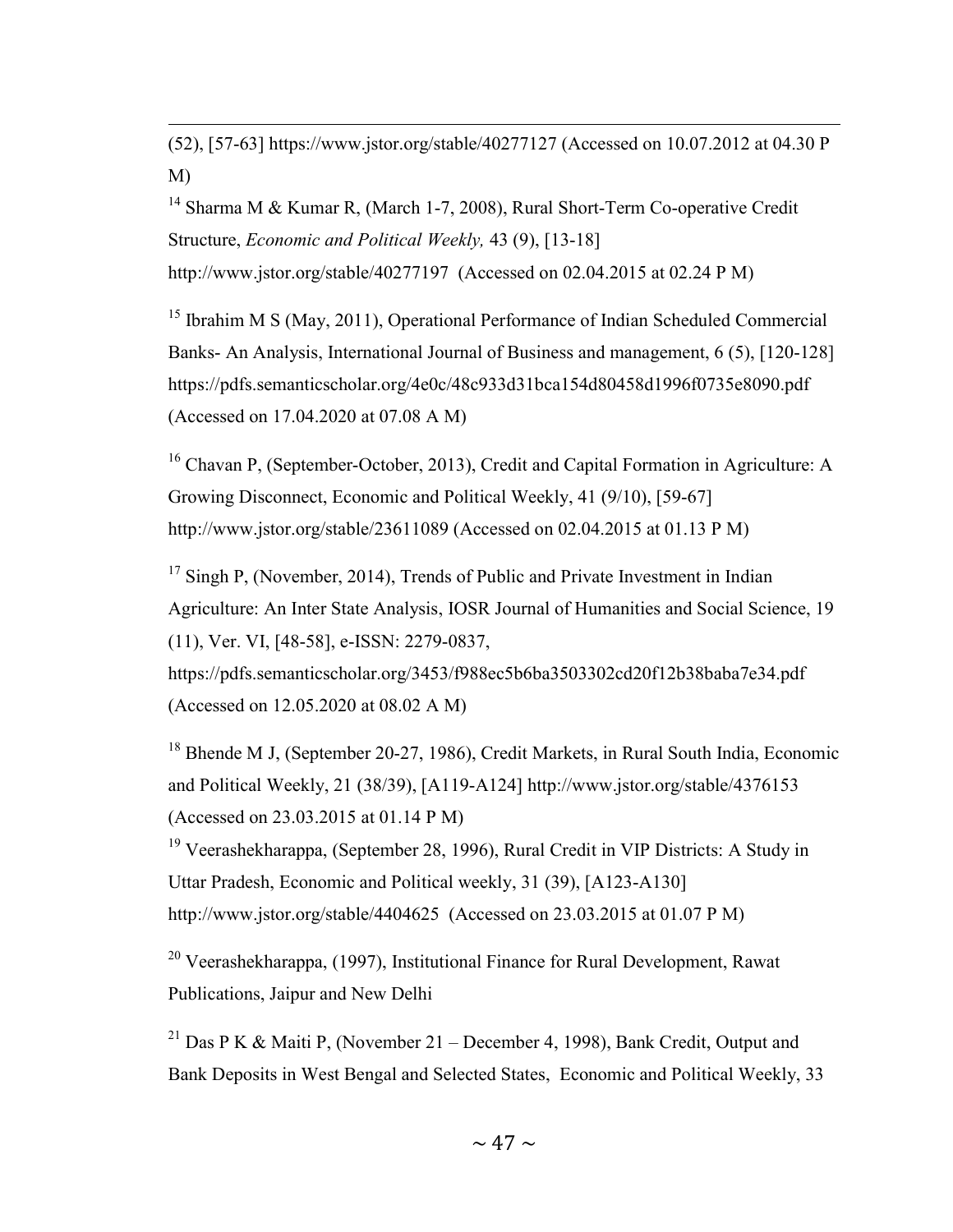(52), [57-63] https://www.jstor.org/stable/40277127 (Accessed on 10.07.2012 at 04.30 P M)

[14] Sharma M & Kumar R, (March 1-7, 2008), Rural Short-Term Co-operative Credit Structure, *Economic and Political Weekly,* 43 (9), [13-18] http://www.jstor.org/stable/40277197 (Accessed on 02.04.2015 at 02.24 P M)

[15] Ibrahim M S (May, 2011), Operational Performance of Indian Scheduled Commercial Banks- An Analysis, International Journal of Business and management, 6 (5), [120-128] https://pdfs.semanticscholar.org/4e0c/48c933d31bca154d80458d1996f0735e8090.pdf (Accessed on 17.04.2020 at 07.08 A M)

[16] Chavan P, (September-October, 2013), Credit and Capital Formation in Agriculture: A Growing Disconnect, Economic and Political Weekly, 41 (9/10), [59-67] http://www.jstor.org/stable/23611089 (Accessed on 02.04.2015 at 01.13 P M)

[17] Singh P, (November, 2014), Trends of Public and Private Investment in Indian Agriculture: An Inter State Analysis, IOSR Journal of Humanities and Social Science, 19 (11), Ver. VI, [48-58], e-ISSN: 2279-0837, https://pdfs.semanticscholar.org/3453/f988ec5b6ba3503302cd20f12b38baba7e34.pdf (Accessed on 12.05.2020 at 08.02 A M)

[18] Bhende M J, (September 20-27, 1986), Credit Markets, in Rural South India, Economic and Political Weekly, 21 (38/39), [A119-A124] http://www.jstor.org/stable/4376153 (Accessed on 23.03.2015 at 01.14 P M)

[19] Veerashekharappa, (September 28, 1996), Rural Credit in VIP Districts: A Study in Uttar Pradesh, Economic and Political weekly, 31 (39), [A123-A130] http://www.jstor.org/stable/4404625 (Accessed on 23.03.2015 at 01.07 P M)

[20] Veerashekharappa, (1997), Institutional Finance for Rural Development, Rawat Publications, Jaipur and New Delhi

[21] Das P K & Maiti P, (November 21 – December 4, 1998), Bank Credit, Output and Bank Deposits in West Bengal and Selected States, Economic and Political Weekly, 33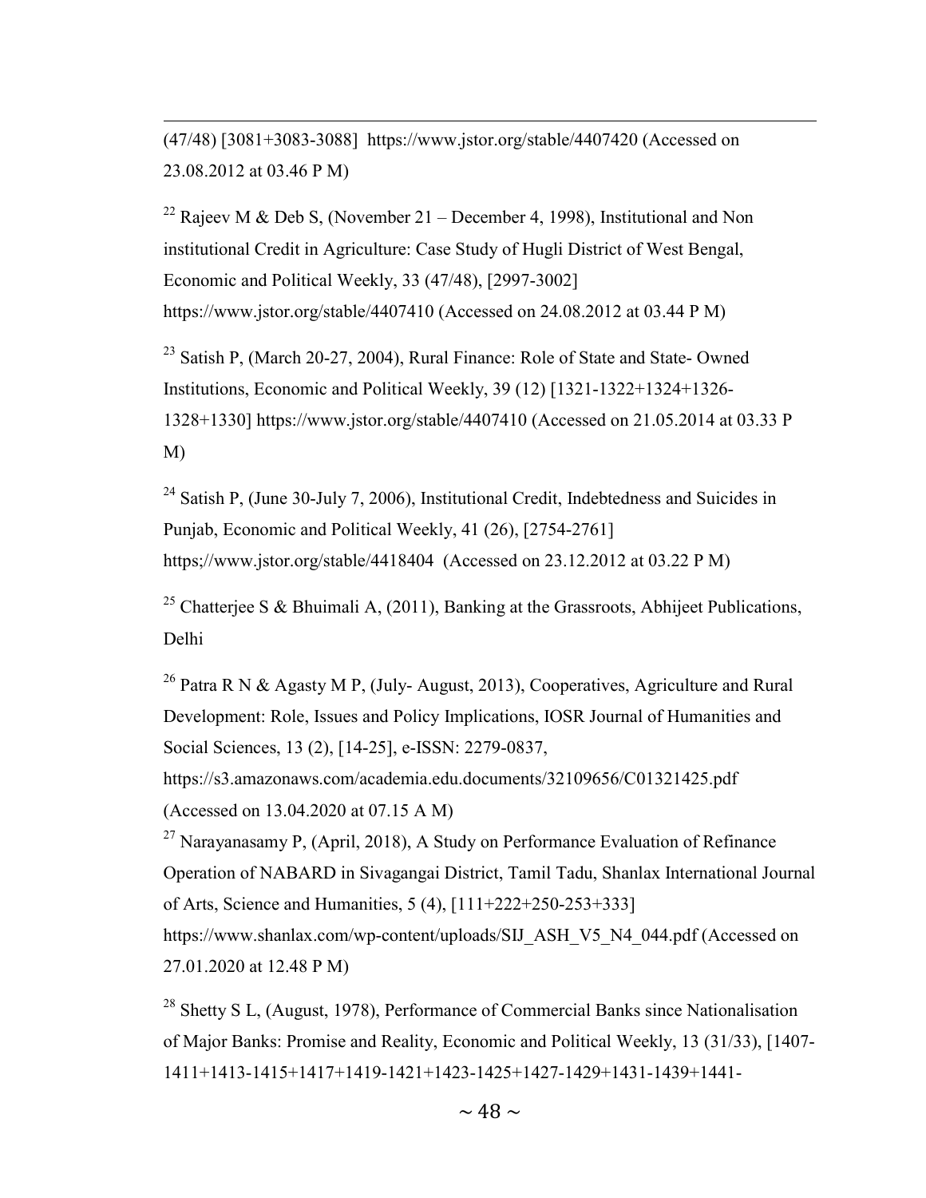(47/48) [3081+3083-3088] https://www.jstor.org/stable/4407420 (Accessed on 23.08.2012 at 03.46 P M)

[22] Rajeev M & Deb S, (November 21 – December 4, 1998), Institutional and Non institutional Credit in Agriculture: Case Study of Hugli District of West Bengal, Economic and Political Weekly, 33 (47/48), [2997-3002] https://www.jstor.org/stable/4407410 (Accessed on 24.08.2012 at 03.44 P M)

[23] Satish P, (March 20-27, 2004), Rural Finance: Role of State and State- Owned Institutions, Economic and Political Weekly, 39 (12) [1321-1322+1324+1326-1328+1330] https://www.jstor.org/stable/4407410 (Accessed on 21.05.2014 at 03.33 P M)

[24] Satish P, (June 30-July 7, 2006), Institutional Credit, Indebtedness and Suicides in Punjab, Economic and Political Weekly, 41 (26), [2754-2761] https;//www.jstor.org/stable/4418404 (Accessed on 23.12.2012 at 03.22 P M)

[25] Chatterjee S & Bhuimali A, (2011), Banking at the Grassroots, Abhijeet Publications, Delhi

[26] Patra R N & Agasty M P, (July- August, 2013), Cooperatives, Agriculture and Rural Development: Role, Issues and Policy Implications, IOSR Journal of Humanities and Social Sciences, 13 (2), [14-25], e-ISSN: 2279-0837, https://s3.amazonaws.com/academia.edu.documents/32109656/C01321425.pdf (Accessed on 13.04.2020 at 07.15 A M)

[27] Narayanasamy P, (April, 2018), A Study on Performance Evaluation of Refinance Operation of NABARD in Sivagangai District, Tamil Tadu, Shanlax International Journal of Arts, Science and Humanities, 5 (4), [111+222+250-253+333] https://www.shanlax.com/wp-content/uploads/SIJ_ASH_V5_N4_044.pdf (Accessed on 27.01.2020 at 12.48 P M)

[28] Shetty S L, (August, 1978), Performance of Commercial Banks since Nationalisation of Major Banks: Promise and Reality, Economic and Political Weekly, 13 (31/33), [1407-1411+1413-1415+1417+1419-1421+1423-1425+1427-1429+1431-1439+1441-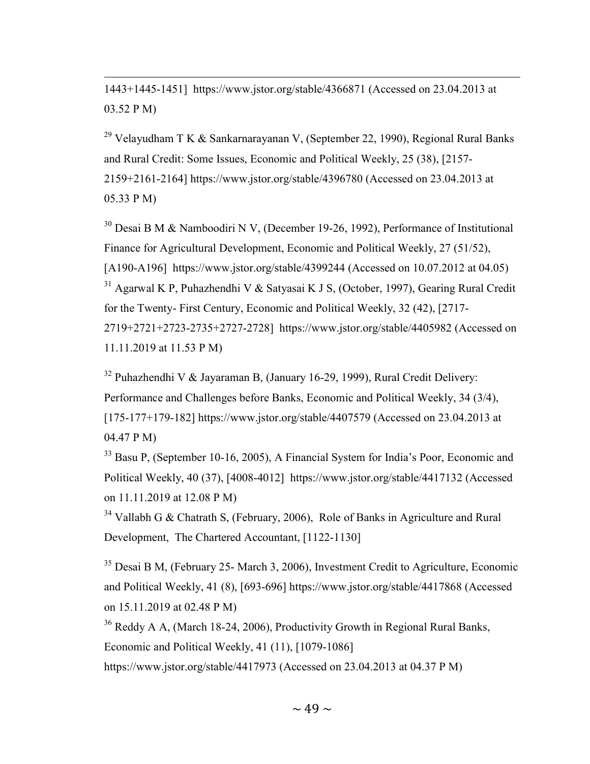1443+1445-1451] https://www.jstor.org/stable/4366871 (Accessed on 23.04.2013 at 03.52 P M)

[29] Velayudham T K & Sankarnarayanan V, (September 22, 1990), Regional Rural Banks and Rural Credit: Some Issues, Economic and Political Weekly, 25 (38), [2157-2159+2161-2164] https://www.jstor.org/stable/4396780 (Accessed on 23.04.2013 at 05.33 P M)

[30] Desai B M & Namboodiri N V, (December 19-26, 1992), Performance of Institutional Finance for Agricultural Development, Economic and Political Weekly, 27 (51/52), [A190-A196] https://www.jstor.org/stable/4399244 (Accessed on 10.07.2012 at 04.05)

[31] Agarwal K P, Puhazhendhi V & Satyasai K J S, (October, 1997), Gearing Rural Credit for the Twenty- First Century, Economic and Political Weekly, 32 (42), [2717-2719+2721+2723-2735+2727-2728] https://www.jstor.org/stable/4405982 (Accessed on 11.11.2019 at 11.53 P M)

[32] Puhazhendhi V & Jayaraman B, (January 16-29, 1999), Rural Credit Delivery: Performance and Challenges before Banks, Economic and Political Weekly, 34 (3/4), [175-177+179-182] https://www.jstor.org/stable/4407579 (Accessed on 23.04.2013 at 04.47 P M)

[33] Basu P, (September 10-16, 2005), A Financial System for India's Poor, Economic and Political Weekly, 40 (37), [4008-4012] https://www.jstor.org/stable/4417132 (Accessed on 11.11.2019 at 12.08 P M)

[34] Vallabh G & Chatrath S, (February, 2006), Role of Banks in Agriculture and Rural Development, The Chartered Accountant, [1122-1130]

[35] Desai B M, (February 25- March 3, 2006), Investment Credit to Agriculture, Economic and Political Weekly, 41 (8), [693-696] https://www.jstor.org/stable/4417868 (Accessed on 15.11.2019 at 02.48 P M)

[36] Reddy A A, (March 18-24, 2006), Productivity Growth in Regional Rural Banks, Economic and Political Weekly, 41 (11), [1079-1086] https://www.jstor.org/stable/4417973 (Accessed on 23.04.2013 at 04.37 P M)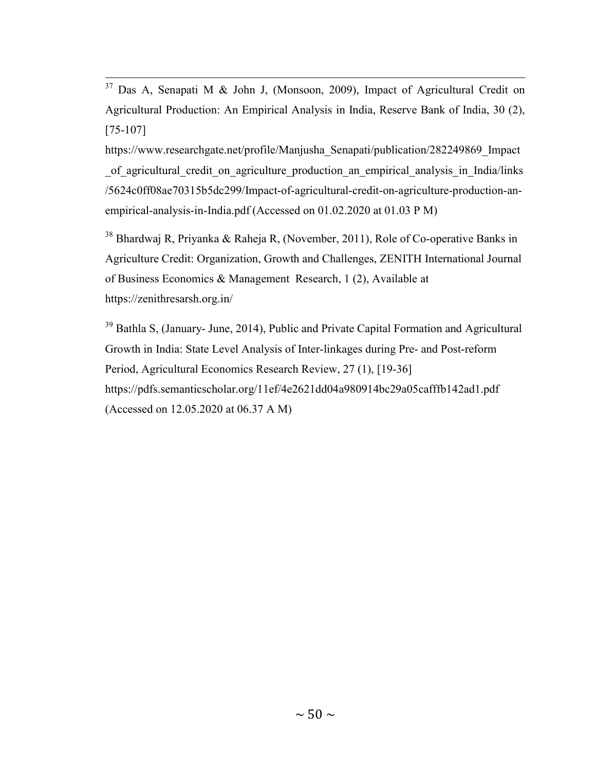[37] Das A, Senapati M & John J, (Monsoon, 2009), Impact of Agricultural Credit on Agricultural Production: An Empirical Analysis in India, Reserve Bank of India, 30 (2), [75-107]

https://www.researchgate.net/profile/Manjusha_Senapati/publication/282249869_Impact_of_agricultural_credit_on_agriculture_production_an_empirical_analysis_in_India/links/5624c0ff08ae70315b5dc299/Impact-of-agricultural-credit-on-agriculture-production-an-empirical-analysis-in-India.pdf (Accessed on 01.02.2020 at 01.03 P M)

[38] Bhardwaj R, Priyanka & Raheja R, (November, 2011), Role of Co-operative Banks in Agriculture Credit: Organization, Growth and Challenges, ZENITH International Journal of Business Economics & Management Research, 1 (2), Available at https://zenithresarsh.org.in/

[39] Bathla S, (January- June, 2014), Public and Private Capital Formation and Agricultural Growth in India: State Level Analysis of Inter-linkages during Pre- and Post-reform Period, Agricultural Economics Research Review, 27 (1), [19-36] https://pdfs.semanticscholar.org/11ef/4e2621dd04a980914bc29a05cafffb142ad1.pdf (Accessed on 12.05.2020 at 06.37 A M)